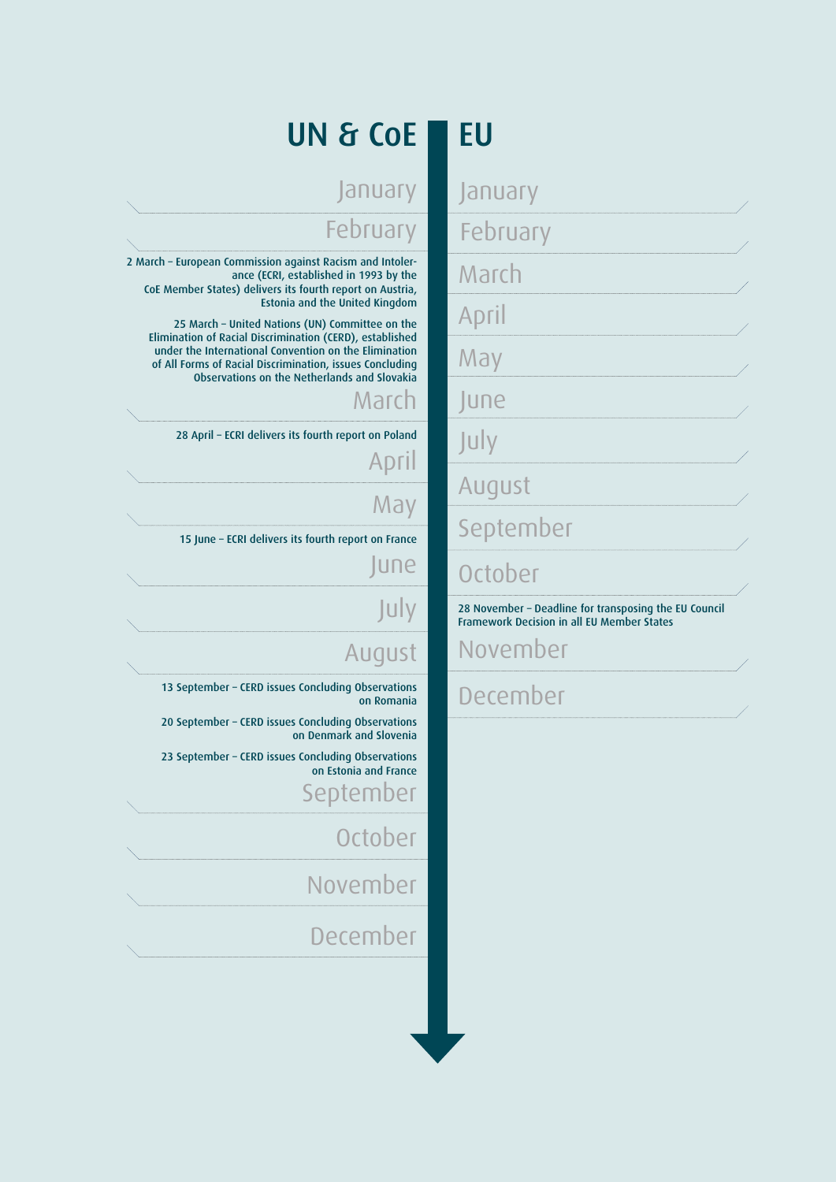## UN & CoE

January

February

2 March – European Commission against Racism and Intolerance (ECRI, established in 1993 by the CoE Member States) delivers its fourth report on Austria, Estonia and the United Kingdom

25 March – United Nations (UN) Committee on the Elimination of Racial Discrimination (CERD), established under the International Convention on the Elimination of All Forms of Racial Discrimination, issues Concluding Observations on the Netherlands and Slovakia

March

28 April – ECRI delivers its fourth report on Poland

April

May

15 June – ECRI delivers its fourth report on France

June

July

August

13 September – CERD issues Concluding Observations on Romania

20 September – CERD issues Concluding Observations on Denmark and Slovenia

23 September – CERD issues Concluding Observations on Estonia and France

September

October

November

December

## EU

January

February

March

April

May

June

July

August

September

October

28 November – Deadline for transposing the EU Council Framework Decision in all EU Member States

November

December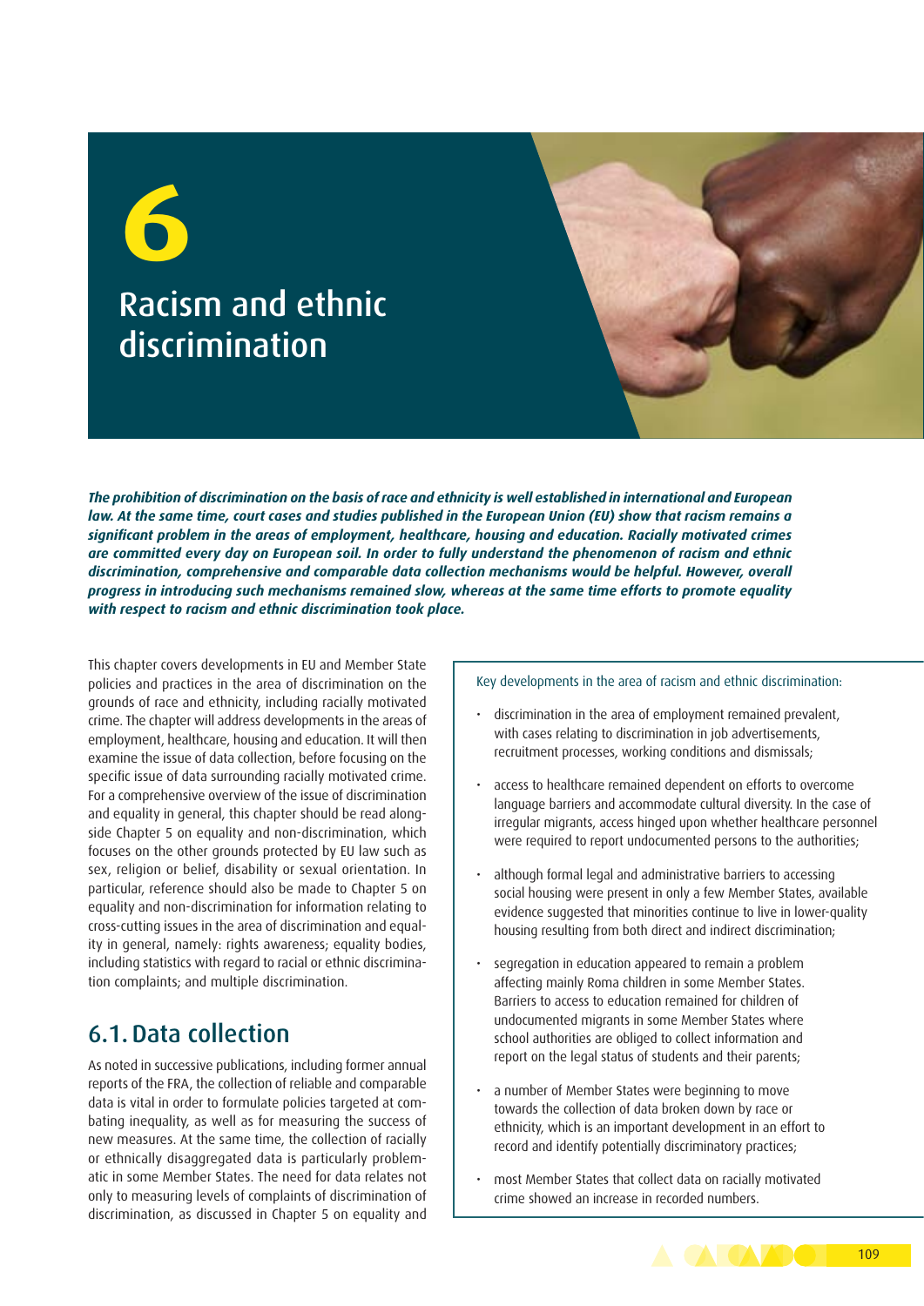# 6 Racism and ethnic discrimination

***The prohibition of discrimination on the basis of race and ethnicity is well established in international and European law. At the same time, court cases and studies published in the European Union (EU) show that racism remains a significant problem in the areas of employment, healthcare, housing and education. Racially motivated crimes are committed every day on European soil. In order to fully understand the phenomenon of racism and ethnic discrimination, comprehensive and comparable data collection mechanisms would be helpful. However, overall progress in introducing such mechanisms remained slow, whereas at the same time efforts to promote equality with respect to racism and ethnic discrimination took place.***

This chapter covers developments in EU and Member State policies and practices in the area of discrimination on the grounds of race and ethnicity, including racially motivated crime. The chapter will address developments in the areas of employment, healthcare, housing and education. It will then examine the issue of data collection, before focusing on the specific issue of data surrounding racially motivated crime. For a comprehensive overview of the issue of discrimination and equality in general, this chapter should be read alongside Chapter 5 on equality and non-discrimination, which focuses on the other grounds protected by EU law such as sex, religion or belief, disability or sexual orientation. In particular, reference should also be made to Chapter 5 on equality and non-discrimination for information relating to cross-cutting issues in the area of discrimination and equality in general, namely: rights awareness; equality bodies, including statistics with regard to racial or ethnic discrimination complaints; and multiple discrimination.

Key developments in the area of racism and ethnic discrimination:

- discrimination in the area of employment remained prevalent, with cases relating to discrimination in job advertisements, recruitment processes, working conditions and dismissals;
- access to healthcare remained dependent on efforts to overcome language barriers and accommodate cultural diversity. In the case of irregular migrants, access hinged upon whether healthcare personnel were required to report undocumented persons to the authorities;
- although formal legal and administrative barriers to accessing social housing were present in only a few Member States, available evidence suggested that minorities continue to live in lower-quality housing resulting from both direct and indirect discrimination;
- segregation in education appeared to remain a problem affecting mainly Roma children in some Member States. Barriers to access to education remained for children of undocumented migrants in some Member States where school authorities are obliged to collect information and report on the legal status of students and their parents;
- a number of Member States were beginning to move towards the collection of data broken down by race or ethnicity, which is an important development in an effort to record and identify potentially discriminatory practices;
- most Member States that collect data on racially motivated crime showed an increase in recorded numbers.

## 6.1. Data collection

As noted in successive publications, including former annual reports of the FRA, the collection of reliable and comparable data is vital in order to formulate policies targeted at combating inequality, as well as for measuring the success of new measures. At the same time, the collection of racially or ethnically disaggregated data is particularly problematic in some Member States. The need for data relates not only to measuring levels of complaints of discrimination of discrimination, as discussed in Chapter 5 on equality and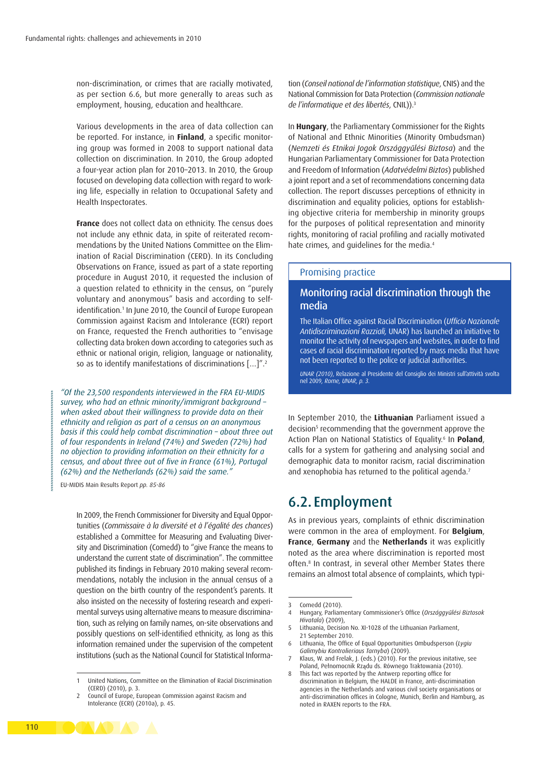non-discrimination, or crimes that are racially motivated, as per section 6.6, but more generally to areas such as employment, housing, education and healthcare.

Various developments in the area of data collection can be reported. For instance, in **Finland**, a specific monitoring group was formed in 2008 to support national data collection on discrimination. In 2010, the Group adopted a four-year action plan for 2010–2013. In 2010, the Group focused on developing data collection with regard to working life, especially in relation to Occupational Safety and Health Inspectorates.

**France** does not collect data on ethnicity. The census does not include any ethnic data, in spite of reiterated recommendations by the United Nations Committee on the Elimination of Racial Discrimination (CERD). In its Concluding Observations on France, issued as part of a state reporting procedure in August 2010, it requested the inclusion of a question related to ethnicity in the census, on "purely voluntary and anonymous" basis and according to self-identification.[1] In June 2010, the Council of Europe European Commission against Racism and Intolerance (ECRI) report on France, requested the French authorities to "envisage collecting data broken down according to categories such as ethnic or national origin, religion, language or nationality, so as to identify manifestations of discriminations [...]".[2]

> *"Of the 23,500 respondents interviewed in the FRA EU-MIDIS survey, who had an ethnic minority/immigrant background – when asked about their willingness to provide data on their ethnicity and religion as part of a census on an anonymous basis if this could help combat discrimination – about three out of four respondents in Ireland (74%) and Sweden (72%) had no objection to providing information on their ethnicity for a census, and about three out of five in France (61%), Portugal (62%) and the Netherlands (62%) said the same."*
>
> EU-MIDIS Main Results Report *pp. 85-86*

In 2009, the French Commissioner for Diversity and Equal Opportunities (*Commissaire à la diversité et à l'égalité des chances*) established a Committee for Measuring and Evaluating Diversity and Discrimination (Comedd) to "give France the means to understand the current state of discrimination". The committee published its findings in February 2010 making several recommendations, notably the inclusion in the annual census of a question on the birth country of the respondent's parents. It also insisted on the necessity of fostering research and experimental surveys using alternative means to measure discrimination, such as relying on family names, on-site observations and possibly questions on self-identified ethnicity, as long as this information remained under the supervision of the competent institutions (such as the National Council for Statistical Information (*Conseil national de l'information statistique*, CNIS) and the National Commission for Data Protection (*Commission nationale de l'informatique et des libertés*, CNIL)).[3]

In **Hungary**, the Parliamentary Commissioner for the Rights of National and Ethnic Minorities (Minority Ombudsman) (*Nemzeti és Etnikai Jogok Országgyűlési Biztosa*) and the Hungarian Parliamentary Commissioner for Data Protection and Freedom of Information (*Adatvédelmi Biztos*) published a joint report and a set of recommendations concerning data collection. The report discusses perceptions of ethnicity in discrimination and equality policies, options for establishing objective criteria for membership in minority groups for the purposes of political representation and minority rights, monitoring of racial profiling and racially motivated hate crimes, and guidelines for the media.[4]

> Promising practice
>
> **Monitoring racial discrimination through the media**
>
> The Italian Office against Racial Discrimination (*Ufficio Nazionale Antidiscriminazioni Razziali,* UNAR) has launched an initiative to monitor the activity of newspapers and websites, in order to find cases of racial discrimination reported by mass media that have not been reported to the police or judicial authorities.
>
> *UNAR (2010)*, Relazione al Presidente del Consiglio dei Ministri sull'attività svolta nel 2009, *Rome, UNAR, p. 3.*

In September 2010, the **Lithuanian** Parliament issued a decision[5] recommending that the government approve the Action Plan on National Statistics of Equality.[6] In **Poland**, calls for a system for gathering and analysing social and demographic data to monitor racism, racial discrimination and xenophobia has returned to the political agenda.[7]

## 6.2. Employment

As in previous years, complaints of ethnic discrimination were common in the area of employment. For **Belgium**, **France**, **Germany** and the **Netherlands** it was explicitly noted as the area where discrimination is reported most often.[8] In contrast, in several other Member States there remains an almost total absence of complaints, which typi-

---

1. United Nations, Committee on the Elimination of Racial Discrimination (CERD) (2010), p. 3.
2. Council of Europe, European Commission against Racism and Intolerance (ECRI) (2010a), p. 45.
3. Comedd (2010).
4. Hungary, Parliamentary Commissioner's Office (*Országgyűlési Biztosok Hivatala*) (2009),
5. Lithuania, Decision No. XI-1028 of the Lithuanian Parliament, 21 September 2010.
6. Lithuania, The Office of Equal Opportunities Ombudsperson (*Lygiu Galimybiu Kontrolieriaus Tarnyba*) (2009).
7. Klaus, W. and Frelak, J. (eds.) (2010). For the previous initative, see Poland, Pełnomocnik Rządu ds. Równego Traktowania (2010).
8. This fact was reported by the Antwerp reporting office for discrimination in Belgium, the HALDE in France, anti-discrimination agencies in the Netherlands and various civil society organisations or anti-discrimination offices in Cologne, Munich, Berlin and Hamburg, as noted in RAXEN reports to the FRA.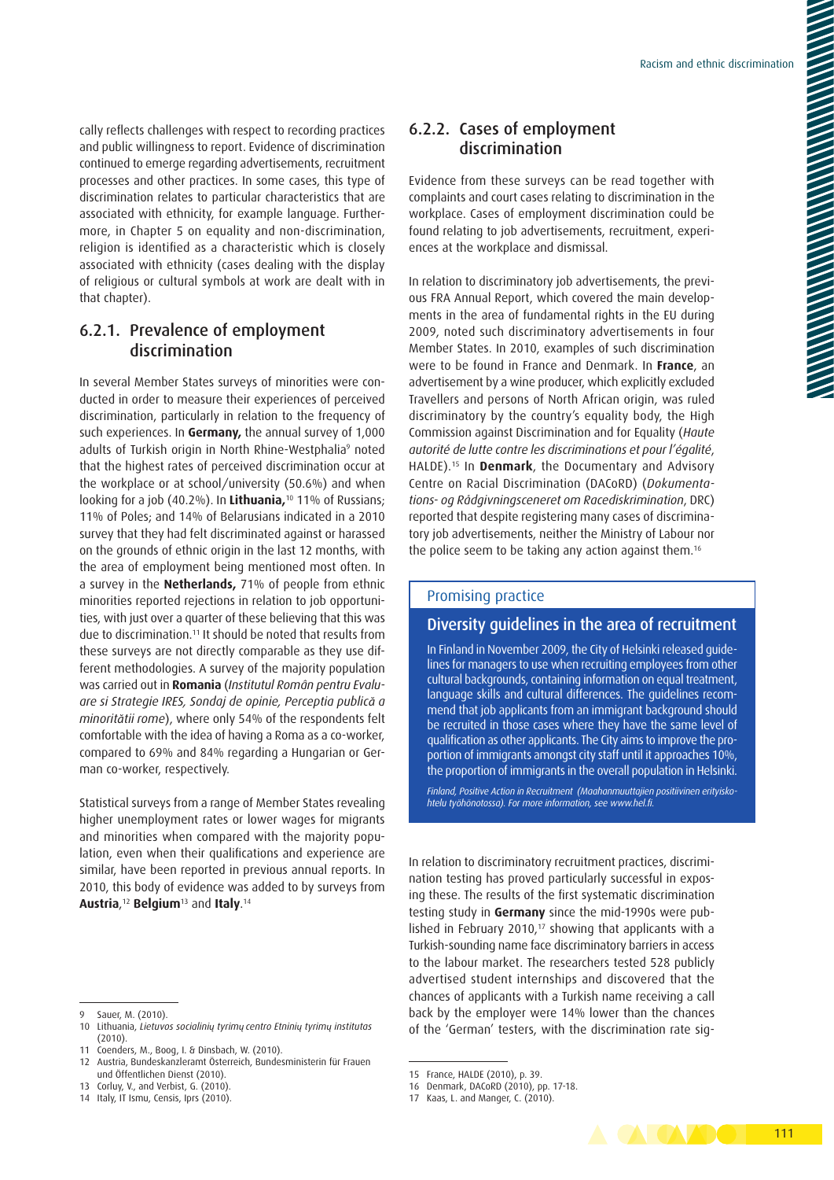cally reflects challenges with respect to recording practices and public willingness to report. Evidence of discrimination continued to emerge regarding advertisements, recruitment processes and other practices. In some cases, this type of discrimination relates to particular characteristics that are associated with ethnicity, for example language. Furthermore, in Chapter 5 on equality and non-discrimination, religion is identified as a characteristic which is closely associated with ethnicity (cases dealing with the display of religious or cultural symbols at work are dealt with in that chapter).

## 6.2.1. Prevalence of employment discrimination

In several Member States surveys of minorities were conducted in order to measure their experiences of perceived discrimination, particularly in relation to the frequency of such experiences. In **Germany,** the annual survey of 1,000 adults of Turkish origin in North Rhine-Westphalia[9] noted that the highest rates of perceived discrimination occur at the workplace or at school/university (50.6%) and when looking for a job (40.2%). In **Lithuania,**[10] 11% of Russians; 11% of Poles; and 14% of Belarusians indicated in a 2010 survey that they had felt discriminated against or harassed on the grounds of ethnic origin in the last 12 months, with the area of employment being mentioned most often. In a survey in the **Netherlands,** 71% of people from ethnic minorities reported rejections in relation to job opportunities, with just over a quarter of these believing that this was due to discrimination.[11] It should be noted that results from these surveys are not directly comparable as they use different methodologies. A survey of the majority population was carried out in **Romania** (*Institutul Român pentru Evaluare si Strategie IRES, Sondaj de opinie, Perceptia publică a minorităţii rome*), where only 54% of the respondents felt comfortable with the idea of having a Roma as a co-worker, compared to 69% and 84% regarding a Hungarian or German co-worker, respectively.

Statistical surveys from a range of Member States revealing higher unemployment rates or lower wages for migrants and minorities when compared with the majority population, even when their qualifications and experience are similar, have been reported in previous annual reports. In 2010, this body of evidence was added to by surveys from **Austria**,[12] **Belgium**[13] and **Italy**.[14]

## 6.2.2. Cases of employment discrimination

Evidence from these surveys can be read together with complaints and court cases relating to discrimination in the workplace. Cases of employment discrimination could be found relating to job advertisements, recruitment, experiences at the workplace and dismissal.

In relation to discriminatory job advertisements, the previous FRA Annual Report, which covered the main developments in the area of fundamental rights in the EU during 2009, noted such discriminatory advertisements in four Member States. In 2010, examples of such discrimination were to be found in France and Denmark. In **France**, an advertisement by a wine producer, which explicitly excluded Travellers and persons of North African origin, was ruled discriminatory by the country's equality body, the High Commission against Discrimination and for Equality (*Haute autorité de lutte contre les discriminations et pour l'égalité*, HALDE).[15] In **Denmark**, the Documentary and Advisory Centre on Racial Discrimination (DACoRD) (*Dokumentations- og Rådgivningsceneret om Racediskrimination*, DRC) reported that despite registering many cases of discriminatory job advertisements, neither the Ministry of Labour nor the police seem to be taking any action against them.[16]

> **Promising practice**
>
> ### Diversity guidelines in the area of recruitment
>
> In Finland in November 2009, the City of Helsinki released guidelines for managers to use when recruiting employees from other cultural backgrounds, containing information on equal treatment, language skills and cultural differences. The guidelines recommend that job applicants from an immigrant background should be recruited in those cases where they have the same level of qualification as other applicants. The City aims to improve the proportion of immigrants amongst city staff until it approaches 10%, the proportion of immigrants in the overall population in Helsinki.
>
> *Finland, Positive Action in Recruitment (Maahanmuuttajien positiivinen erityiskohtelu työhönotossa). For more information, see www.hel.fi.*

In relation to discriminatory recruitment practices, discrimination testing has proved particularly successful in exposing these. The results of the first systematic discrimination testing study in **Germany** since the mid-1990s were published in February 2010,[17] showing that applicants with a Turkish-sounding name face discriminatory barriers in access to the labour market. The researchers tested 528 publicly advertised student internships and discovered that the chances of applicants with a Turkish name receiving a call back by the employer were 14% lower than the chances of the 'German' testers, with the discrimination rate sig-

---

9 Sauer, M. (2010).
10 Lithuania, *Lietuvos socialinių tyrimų centro Etninių tyrimų institutas* (2010).
11 Coenders, M., Boog, I. & Dinsbach, W. (2010).
12 Austria, Bundeskanzleramt Österreich, Bundesministerin für Frauen und Öffentlichen Dienst (2010).
13 Corluy, V., and Verbist, G. (2010).
14 Italy, IT Ismu, Censis, Iprs (2010).
15 France, HALDE (2010), p. 39.
16 Denmark, DACoRD (2010), pp. 17-18.
17 Kaas, L. and Manger, C. (2010).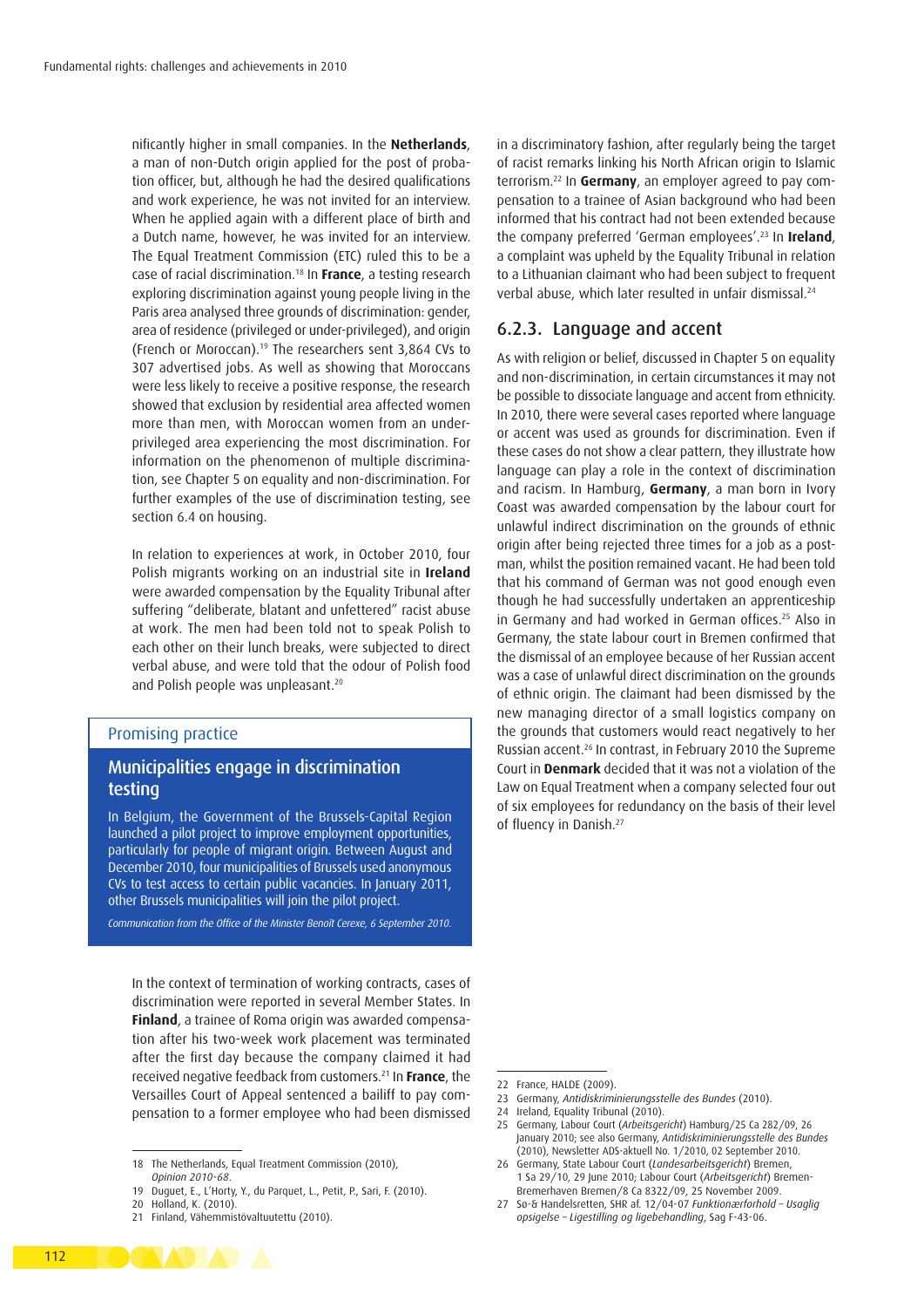nificantly higher in small companies. In the **Netherlands**, a man of non-Dutch origin applied for the post of probation officer, but, although he had the desired qualifications and work experience, he was not invited for an interview. When he applied again with a different place of birth and a Dutch name, however, he was invited for an interview. The Equal Treatment Commission (ETC) ruled this to be a case of racial discrimination.[18] In **France**, a testing research exploring discrimination against young people living in the Paris area analysed three grounds of discrimination: gender, area of residence (privileged or under-privileged), and origin (French or Moroccan).[19] The researchers sent 3,864 CVs to 307 advertised jobs. As well as showing that Moroccans were less likely to receive a positive response, the research showed that exclusion by residential area affected women more than men, with Moroccan women from an under-privileged area experiencing the most discrimination. For information on the phenomenon of multiple discrimination, see Chapter 5 on equality and non-discrimination. For further examples of the use of discrimination testing, see section 6.4 on housing.

In relation to experiences at work, in October 2010, four Polish migrants working on an industrial site in **Ireland** were awarded compensation by the Equality Tribunal after suffering "deliberate, blatant and unfettered" racist abuse at work. The men had been told not to speak Polish to each other on their lunch breaks, were subjected to direct verbal abuse, and were told that the odour of Polish food and Polish people was unpleasant.[20]

> Promising practice
>
> **Municipalities engage in discrimination testing**
>
> In Belgium, the Government of the Brussels-Capital Region launched a pilot project to improve employment opportunities, particularly for people of migrant origin. Between August and December 2010, four municipalities of Brussels used anonymous CVs to test access to certain public vacancies. In January 2011, other Brussels municipalities will join the pilot project.
>
> *Communication from the Office of the Minister Benoît Cerexe, 6 September 2010.*

In the context of termination of working contracts, cases of discrimination were reported in several Member States. In **Finland**, a trainee of Roma origin was awarded compensation after his two-week work placement was terminated after the first day because the company claimed it had received negative feedback from customers.[21] In **France**, the Versailles Court of Appeal sentenced a bailiff to pay compensation to a former employee who had been dismissed in a discriminatory fashion, after regularly being the target of racist remarks linking his North African origin to Islamic terrorism.[22] In **Germany**, an employer agreed to pay compensation to a trainee of Asian background who had been informed that his contract had not been extended because the company preferred 'German employees'.[23] In **Ireland**, a complaint was upheld by the Equality Tribunal in relation to a Lithuanian claimant who had been subject to frequent verbal abuse, which later resulted in unfair dismissal.[24]

### 6.2.3. Language and accent

As with religion or belief, discussed in Chapter 5 on equality and non-discrimination, in certain circumstances it may not be possible to dissociate language and accent from ethnicity. In 2010, there were several cases reported where language or accent was used as grounds for discrimination. Even if these cases do not show a clear pattern, they illustrate how language can play a role in the context of discrimination and racism. In Hamburg, **Germany**, a man born in Ivory Coast was awarded compensation by the labour court for unlawful indirect discrimination on the grounds of ethnic origin after being rejected three times for a job as a postman, whilst the position remained vacant. He had been told that his command of German was not good enough even though he had successfully undertaken an apprenticeship in Germany and had worked in German offices.[25] Also in Germany, the state labour court in Bremen confirmed that the dismissal of an employee because of her Russian accent was a case of unlawful direct discrimination on the grounds of ethnic origin. The claimant had been dismissed by the new managing director of a small logistics company on the grounds that customers would react negatively to her Russian accent.[26] In contrast, in February 2010 the Supreme Court in **Denmark** decided that it was not a violation of the Law on Equal Treatment when a company selected four out of six employees for redundancy on the basis of their level of fluency in Danish.[27]

---

18 The Netherlands, Equal Treatment Commission (2010), *Opinion 2010-68*.
19 Duguet, E., L'Horty, Y., du Parquet, L., Petit, P., Sari, F. (2010).
20 Holland, K. (2010).
21 Finland, Vähemmistövaltuutettu (2010).
22 France, HALDE (2009).
23 Germany, *Antidiskriminierungsstelle des Bundes* (2010).
24 Ireland, Equality Tribunal (2010).
25 Germany, Labour Court (*Arbeitsgericht*) Hamburg/25 Ca 282/09, 26 January 2010; see also Germany, *Antidiskriminierungsstelle des Bundes* (2010), Newsletter ADS-aktuell No. 1/2010, 02 September 2010.
26 Germany, State Labour Court (*Landesarbeitsgericht*) Bremen, 1 Sa 29/10, 29 June 2010; Labour Court (*Arbeitsgericht*) Bremen-Bremerhaven Bremen/8 Ca 8322/09, 25 November 2009.
27 Sø-& Handelsretten, SHR af. 12/04-07 *Funktionærforhold – Usaglig opsigelse – Ligestilling og ligebehandling*, Sag F-43-06.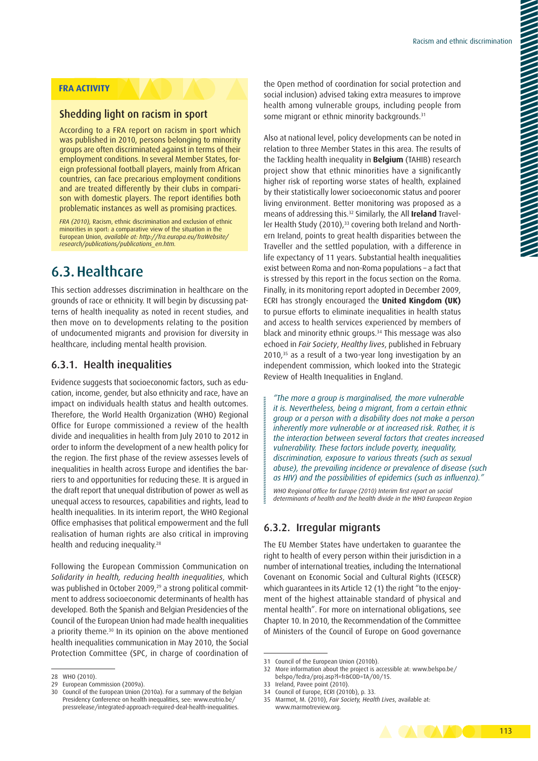**FRA ACTIVITY**

### Shedding light on racism in sport

According to a FRA report on racism in sport which was published in 2010, persons belonging to minority groups are often discriminated against in terms of their employment conditions. In several Member States, foreign professional football players, mainly from African countries, can face precarious employment conditions and are treated differently by their clubs in comparison with domestic players. The report identifies both problematic instances as well as promising practices.

*FRA (2010),* Racism, ethnic discrimination and exclusion of ethnic minorities in sport: a comparative view of the situation in the European Union, *available at: http://fra.europa.eu/fraWebsite/research/publications/publications_en.htm.*

## 6.3. Healthcare

This section addresses discrimination in healthcare on the grounds of race or ethnicity. It will begin by discussing patterns of health inequality as noted in recent studies, and then move on to developments relating to the position of undocumented migrants and provision for diversity in healthcare, including mental health provision.

### 6.3.1. Health inequalities

Evidence suggests that socioeconomic factors, such as education, income, gender, but also ethnicity and race, have an impact on individuals health status and health outcomes. Therefore, the World Health Organization (WHO) Regional Office for Europe commissioned a review of the health divide and inequalities in health from July 2010 to 2012 in order to inform the development of a new health policy for the region. The first phase of the review assesses levels of inequalities in health across Europe and identifies the barriers to and opportunities for reducing these. It is argued in the draft report that unequal distribution of power as well as unequal access to resources, capabilities and rights, lead to health inequalities. In its interim report, the WHO Regional Office emphasises that political empowerment and the full realisation of human rights are also critical in improving health and reducing inequality.[28]

Following the European Commission Communication on *Solidarity in health, reducing health inequalities*, which was published in October 2009,[29] a strong political commitment to address socioeconomic determinants of health has developed. Both the Spanish and Belgian Presidencies of the Council of the European Union had made health inequalities a priority theme.[30] In its opinion on the above mentioned health inequalities communication in May 2010, the Social Protection Committee (SPC, in charge of coordination of the Open method of coordination for social protection and social inclusion) advised taking extra measures to improve health among vulnerable groups, including people from some migrant or ethnic minority backgrounds.[31]

Also at national level, policy developments can be noted in relation to three Member States in this area. The results of the Tackling health inequality in **Belgium** (TAHIB) research project show that ethnic minorities have a significantly higher risk of reporting worse states of health, explained by their statistically lower socioeconomic status and poorer living environment. Better monitoring was proposed as a means of addressing this.[32] Similarly, the All **Ireland** Traveller Health Study (2010),[33] covering both Ireland and Northern Ireland, points to great health disparities between the Traveller and the settled population, with a difference in life expectancy of 11 years. Substantial health inequalities exist between Roma and non-Roma populations – a fact that is stressed by this report in the focus section on the Roma. Finally, in its monitoring report adopted in December 2009, ECRI has strongly encouraged the **United Kingdom (UK)** to pursue efforts to eliminate inequalities in health status and access to health services experienced by members of black and minority ethnic groups.[34] This message was also echoed in *Fair Society*, *Healthy lives*, published in February 2010,[35] as a result of a two-year long investigation by an independent commission, which looked into the Strategic Review of Health Inequalities in England.

> *"The more a group is marginalised, the more vulnerable it is. Nevertheless, being a migrant, from a certain ethnic group or a person with a disability does not make a person inherently more vulnerable or at increased risk. Rather, it is the interaction between several factors that creates increased vulnerability. These factors include poverty, inequality, discrimination, exposure to various threats (such as sexual abuse), the prevailing incidence or prevalence of disease (such as HIV) and the possibilities of epidemics (such as influenza)."*
>
> *WHO Regional Office for Europe (2010) Interim first report on social determinants of health and the health divide in the WHO European Region*

### 6.3.2. Irregular migrants

The EU Member States have undertaken to guarantee the right to health of every person within their jurisdiction in a number of international treaties, including the International Covenant on Economic Social and Cultural Rights (ICESCR) which guarantees in its Article 12 (1) the right "to the enjoyment of the highest attainable standard of physical and mental health". For more on international obligations, see Chapter 10. In 2010, the Recommendation of the Committee of Ministers of the Council of Europe on Good governance

---

28 WHO (2010).

29 European Commission (2009a).

30 Council of the European Union (2010a). For a summary of the Belgian Presidency Conference on health inequalities, see: www.eutrio.be/pressrelease/integrated-approach-required-deal-health-inequalities.

31 Council of the European Union (2010b).

32 More information about the project is accessible at: www.belspo.be/belspo/fedra/proj.asp?l=fr&COD=TA/00/15.

33 Ireland, Pavee point (2010).

34 Council of Europe, ECRI (2010b), p. 33.

35 Marmot, M. (2010), *Fair Society, Health Lives*, available at: www.marmotreview.org.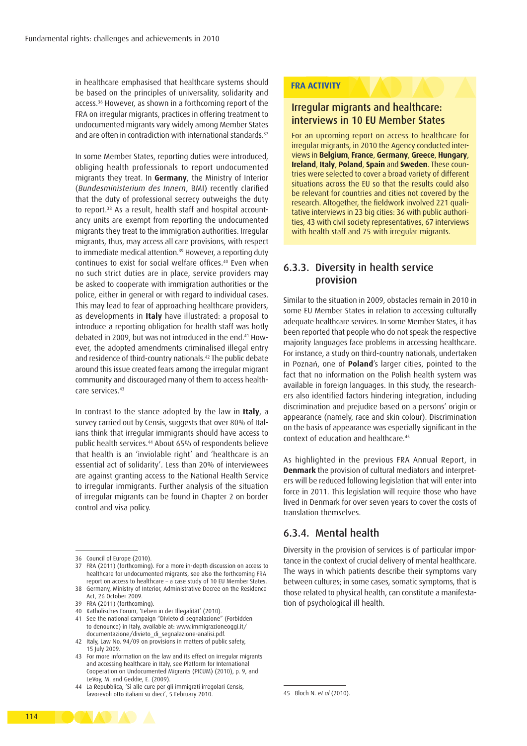in healthcare emphasised that healthcare systems should be based on the principles of universality, solidarity and access.[36] However, as shown in a forthcoming report of the FRA on irregular migrants, practices in offering treatment to undocumented migrants vary widely among Member States and are often in contradiction with international standards.[37]

In some Member States, reporting duties were introduced, obliging health professionals to report undocumented migrants they treat. In **Germany**, the Ministry of Interior (*Bundesministerium des Innern*, BMI) recently clarified that the duty of professional secrecy outweighs the duty to report.[38] As a result, health staff and hospital accountancy units are exempt from reporting the undocumented migrants they treat to the immigration authorities. Irregular migrants, thus, may access all care provisions, with respect to immediate medical attention.[39] However, a reporting duty continues to exist for social welfare offices.[40] Even when no such strict duties are in place, service providers may be asked to cooperate with immigration authorities or the police, either in general or with regard to individual cases. This may lead to fear of approaching healthcare providers, as developments in **Italy** have illustrated: a proposal to introduce a reporting obligation for health staff was hotly debated in 2009, but was not introduced in the end.[41] However, the adopted amendments criminalised illegal entry and residence of third-country nationals.[42] The public debate around this issue created fears among the irregular migrant community and discouraged many of them to access healthcare services.[43]

In contrast to the stance adopted by the law in **Italy**, a survey carried out by Censis, suggests that over 80% of Italians think that irregular immigrants should have access to public health services.[44] About 65% of respondents believe that health is an 'inviolable right' and 'healthcare is an essential act of solidarity'. Less than 20% of interviewees are against granting access to the National Health Service to irregular immigrants. Further analysis of the situation of irregular migrants can be found in Chapter 2 on border control and visa policy.

**FRA ACTIVITY**

### Irregular migrants and healthcare: interviews in 10 EU Member States

For an upcoming report on access to healthcare for irregular migrants, in 2010 the Agency conducted interviews in **Belgium**, **France**, **Germany**, **Greece**, **Hungary**, **Ireland**, **Italy**, **Poland**, **Spain** and **Sweden**. These countries were selected to cover a broad variety of different situations across the EU so that the results could also be relevant for countries and cities not covered by the research. Altogether, the fieldwork involved 221 qualitative interviews in 23 big cities: 36 with public authorities, 43 with civil society representatives, 67 interviews with health staff and 75 with irregular migrants.

## 6.3.3. Diversity in health service provision

Similar to the situation in 2009, obstacles remain in 2010 in some EU Member States in relation to accessing culturally adequate healthcare services. In some Member States, it has been reported that people who do not speak the respective majority languages face problems in accessing healthcare. For instance, a study on third-country nationals, undertaken in Poznań, one of **Poland**'s larger cities, pointed to the fact that no information on the Polish health system was available in foreign languages. In this study, the researchers also identified factors hindering integration, including discrimination and prejudice based on a persons' origin or appearance (namely, race and skin colour). Discrimination on the basis of appearance was especially significant in the context of education and healthcare.[45]

As highlighted in the previous FRA Annual Report, in **Denmark** the provision of cultural mediators and interpreters will be reduced following legislation that will enter into force in 2011. This legislation will require those who have lived in Denmark for over seven years to cover the costs of translation themselves.

## 6.3.4. Mental health

Diversity in the provision of services is of particular importance in the context of crucial delivery of mental healthcare. The ways in which patients describe their symptoms vary between cultures; in some cases, somatic symptoms, that is those related to physical health, can constitute a manifestation of psychological ill health.

---

36 Council of Europe (2010).
37 FRA (2011) (forthcoming). For a more in-depth discussion on access to healthcare for undocumented migrants, see also the forthcoming FRA report on access to healthcare – a case study of 10 EU Member States.
38 Germany, Ministry of Interior, Administrative Decree on the Residence Act, 26 October 2009.
39 FRA (2011) (forthcoming).
40 Katholisches Forum, 'Leben in der Illegalität' (2010).
41 See the national campaign "Divieto di segnalazione" (Forbidden to denounce) in Italy, available at: www.immigrazioneoggi.it/documentazione/divieto_di_segnalazione-analisi.pdf.
42 Italy, Law No. 94/09 on provisions in matters of public safety, 15 July 2009.
43 For more information on the law and its effect on irregular migrants and accessing healthcare in Italy, see Platform for International Cooperation on Undocumented Migrants (PICUM) (2010), p. 9, and LeVoy, M. and Geddie, E. (2009).
44 La Repubblica, 'Sì alle cure per gli immigrati irregolari Censis, favorevoli otto italiani su dieci', 5 February 2010.
45 Bloch N. *et al* (2010).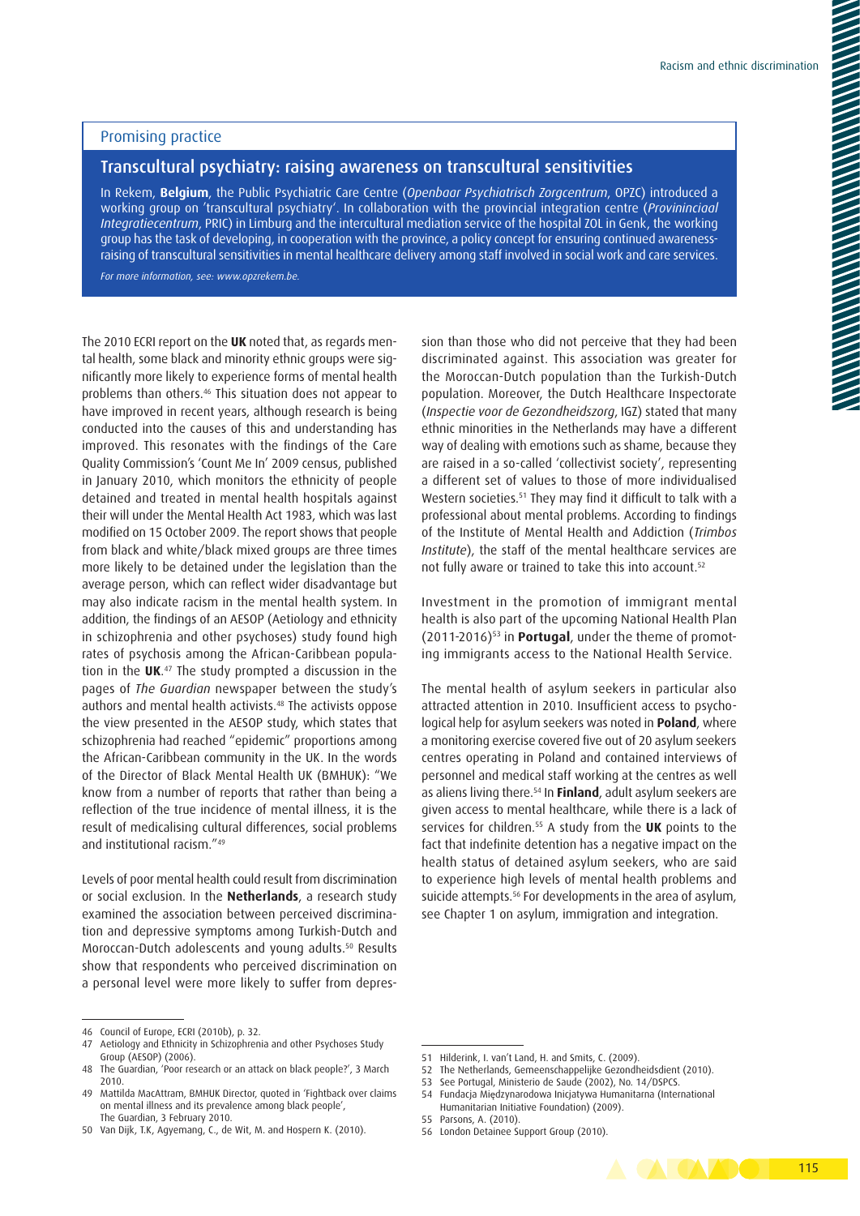## Promising practice

### Transcultural psychiatry: raising awareness on transcultural sensitivities

In Rekem, **Belgium**, the Public Psychiatric Care Centre (*Openbaar Psychiatrisch Zorgcentrum*, OPZC) introduced a working group on 'transcultural psychiatry'. In collaboration with the provincial integration centre (*Provinciaal Integratiecentrum*, PRIC) in Limburg and the intercultural mediation service of the hospital ZOL in Genk, the working group has the task of developing, in cooperation with the province, a policy concept for ensuring continued awareness-raising of transcultural sensitivities in mental healthcare delivery among staff involved in social work and care services.

*For more information, see: www.opzrekem.be.*

The 2010 ECRI report on the **UK** noted that, as regards mental health, some black and minority ethnic groups were significantly more likely to experience forms of mental health problems than others.[46] This situation does not appear to have improved in recent years, although research is being conducted into the causes of this and understanding has improved. This resonates with the findings of the Care Quality Commission's 'Count Me In' 2009 census, published in January 2010, which monitors the ethnicity of people detained and treated in mental health hospitals against their will under the Mental Health Act 1983, which was last modified on 15 October 2009. The report shows that people from black and white/black mixed groups are three times more likely to be detained under the legislation than the average person, which can reflect wider disadvantage but may also indicate racism in the mental health system. In addition, the findings of an AESOP (Aetiology and ethnicity in schizophrenia and other psychoses) study found high rates of psychosis among the African-Caribbean population in the **UK**.[47] The study prompted a discussion in the pages of *The Guardian* newspaper between the study's authors and mental health activists.[48] The activists oppose the view presented in the AESOP study, which states that schizophrenia had reached "epidemic" proportions among the African-Caribbean community in the UK. In the words of the Director of Black Mental Health UK (BMHUK): "We know from a number of reports that rather than being a reflection of the true incidence of mental illness, it is the result of medicalising cultural differences, social problems and institutional racism."[49]

Levels of poor mental health could result from discrimination or social exclusion. In the **Netherlands**, a research study examined the association between perceived discrimination and depressive symptoms among Turkish-Dutch and Moroccan-Dutch adolescents and young adults.[50] Results show that respondents who perceived discrimination on a personal level were more likely to suffer from depression than those who did not perceive that they had been discriminated against. This association was greater for the Moroccan-Dutch population than the Turkish-Dutch population. Moreover, the Dutch Healthcare Inspectorate (*Inspectie voor de Gezondheidszorg*, IGZ) stated that many ethnic minorities in the Netherlands may have a different way of dealing with emotions such as shame, because they are raised in a so-called 'collectivist society', representing a different set of values to those of more individualised Western societies.[51] They may find it difficult to talk with a professional about mental problems. According to findings of the Institute of Mental Health and Addiction (*Trimbos Institute*), the staff of the mental healthcare services are not fully aware or trained to take this into account.[52]

Investment in the promotion of immigrant mental health is also part of the upcoming National Health Plan (2011-2016)[53] in **Portugal**, under the theme of promoting immigrants access to the National Health Service.

The mental health of asylum seekers in particular also attracted attention in 2010. Insufficient access to psychological help for asylum seekers was noted in **Poland**, where a monitoring exercise covered five out of 20 asylum seekers centres operating in Poland and contained interviews of personnel and medical staff working at the centres as well as aliens living there.[54] In **Finland**, adult asylum seekers are given access to mental healthcare, while there is a lack of services for children.[55] A study from the **UK** points to the fact that indefinite detention has a negative impact on the health status of detained asylum seekers, who are said to experience high levels of mental health problems and suicide attempts.[56] For developments in the area of asylum, see Chapter 1 on asylum, immigration and integration.

---

46 Council of Europe, ECRI (2010b), p. 32.
47 Aetiology and Ethnicity in Schizophrenia and other Psychoses Study Group (AESOP) (2006).
48 The Guardian, 'Poor research or an attack on black people?', 3 March 2010.
49 Mattilda MacAttram, BMHUK Director, quoted in 'Fightback over claims on mental illness and its prevalence among black people', The Guardian, 3 February 2010.
50 Van Dijk, T.K, Agyemang, C., de Wit, M. and Hospern K. (2010).
51 Hilderink, I. van't Land, H. and Smits, C. (2009).
52 The Netherlands, Gemeenschappelijke Gezondheidsdient (2010).
53 See Portugal, Ministerio de Saude (2002), No. 14/DSPCS.
54 Fundacja Międzynarodowa Inicjatywa Humanitarna (International Humanitarian Initiative Foundation) (2009).
55 Parsons, A. (2010).
56 London Detainee Support Group (2010).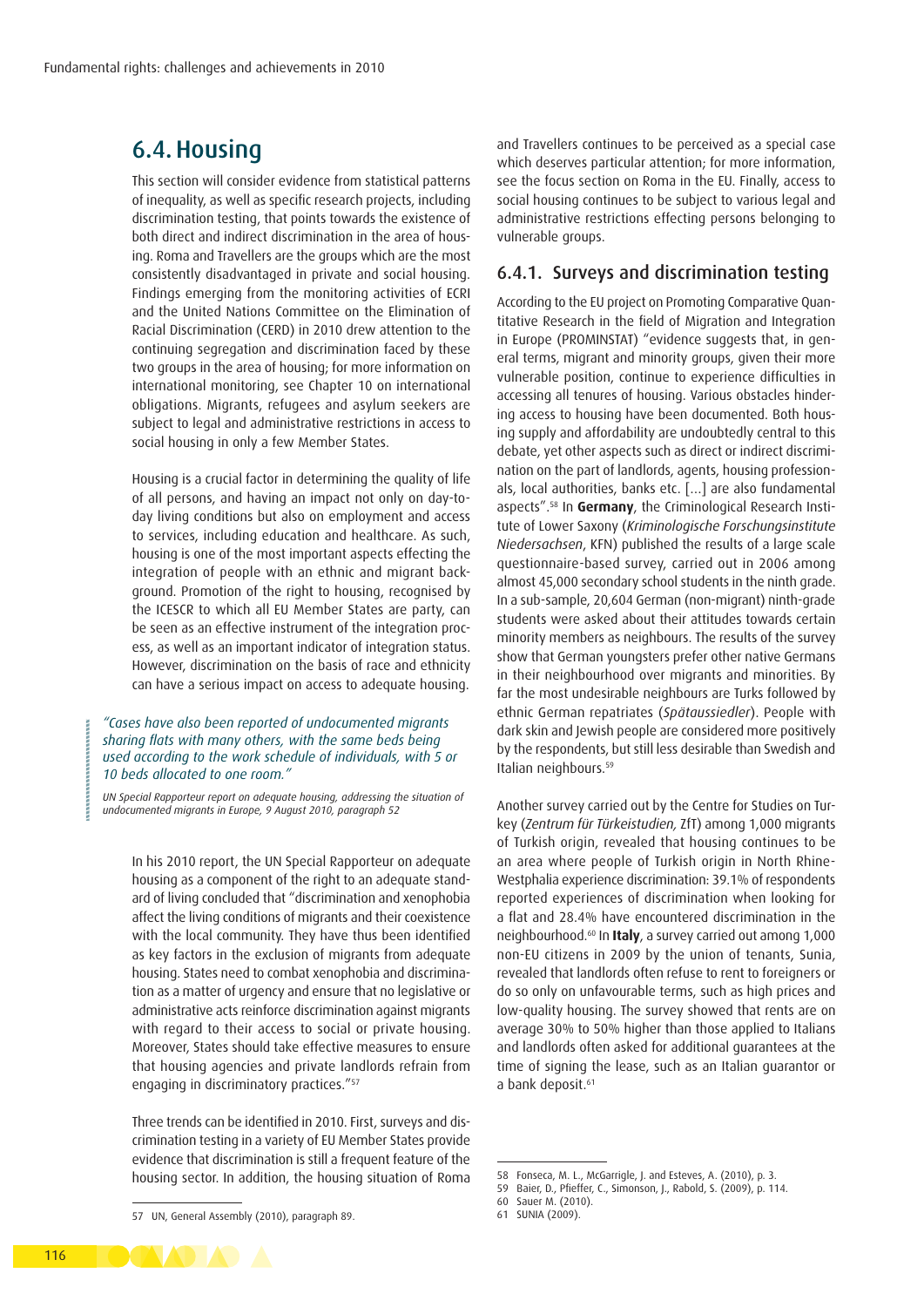## 6.4. Housing

This section will consider evidence from statistical patterns of inequality, as well as specific research projects, including discrimination testing, that points towards the existence of both direct and indirect discrimination in the area of housing. Roma and Travellers are the groups which are the most consistently disadvantaged in private and social housing. Findings emerging from the monitoring activities of ECRI and the United Nations Committee on the Elimination of Racial Discrimination (CERD) in 2010 drew attention to the continuing segregation and discrimination faced by these two groups in the area of housing; for more information on international monitoring, see Chapter 10 on international obligations. Migrants, refugees and asylum seekers are subject to legal and administrative restrictions in access to social housing in only a few Member States.

Housing is a crucial factor in determining the quality of life of all persons, and having an impact not only on day-to-day living conditions but also on employment and access to services, including education and healthcare. As such, housing is one of the most important aspects effecting the integration of people with an ethnic and migrant background. Promotion of the right to housing, recognised by the ICESCR to which all EU Member States are party, can be seen as an effective instrument of the integration process, as well as an important indicator of integration status. However, discrimination on the basis of race and ethnicity can have a serious impact on access to adequate housing.

> *"Cases have also been reported of undocumented migrants sharing flats with many others, with the same beds being used according to the work schedule of individuals, with 5 or 10 beds allocated to one room."*
>
> *UN Special Rapporteur report on adequate housing, addressing the situation of undocumented migrants in Europe, 9 August 2010, paragraph 52*

In his 2010 report, the UN Special Rapporteur on adequate housing as a component of the right to an adequate standard of living concluded that "discrimination and xenophobia affect the living conditions of migrants and their coexistence with the local community. They have thus been identified as key factors in the exclusion of migrants from adequate housing. States need to combat xenophobia and discrimination as a matter of urgency and ensure that no legislative or administrative acts reinforce discrimination against migrants with regard to their access to social or private housing. Moreover, States should take effective measures to ensure that housing agencies and private landlords refrain from engaging in discriminatory practices."[57]

Three trends can be identified in 2010. First, surveys and discrimination testing in a variety of EU Member States provide evidence that discrimination is still a frequent feature of the housing sector. In addition, the housing situation of Roma and Travellers continues to be perceived as a special case which deserves particular attention; for more information, see the focus section on Roma in the EU. Finally, access to social housing continues to be subject to various legal and administrative restrictions effecting persons belonging to vulnerable groups.

### 6.4.1. Surveys and discrimination testing

According to the EU project on Promoting Comparative Quantitative Research in the field of Migration and Integration in Europe (PROMINSTAT) "evidence suggests that, in general terms, migrant and minority groups, given their more vulnerable position, continue to experience difficulties in accessing all tenures of housing. Various obstacles hindering access to housing have been documented. Both housing supply and affordability are undoubtedly central to this debate, yet other aspects such as direct or indirect discrimination on the part of landlords, agents, housing professionals, local authorities, banks etc. [...] are also fundamental aspects".[58] In **Germany**, the Criminological Research Institute of Lower Saxony (*Kriminologische Forschungsinstitute Niedersachsen*, KFN) published the results of a large scale questionnaire-based survey, carried out in 2006 among almost 45,000 secondary school students in the ninth grade. In a sub-sample, 20,604 German (non-migrant) ninth-grade students were asked about their attitudes towards certain minority members as neighbours. The results of the survey show that German youngsters prefer other native Germans in their neighbourhood over migrants and minorities. By far the most undesirable neighbours are Turks followed by ethnic German repatriates (*Spätaussiedler*). People with dark skin and Jewish people are considered more positively by the respondents, but still less desirable than Swedish and Italian neighbours.[59]

Another survey carried out by the Centre for Studies on Turkey (*Zentrum für Türkeistudien,* ZfT) among 1,000 migrants of Turkish origin, revealed that housing continues to be an area where people of Turkish origin in North Rhine-Westphalia experience discrimination: 39.1% of respondents reported experiences of discrimination when looking for a flat and 28.4% have encountered discrimination in the neighbourhood.[60] In **Italy**, a survey carried out among 1,000 non-EU citizens in 2009 by the union of tenants, Sunia, revealed that landlords often refuse to rent to foreigners or do so only on unfavourable terms, such as high prices and low-quality housing. The survey showed that rents are on average 30% to 50% higher than those applied to Italians and landlords often asked for additional guarantees at the time of signing the lease, such as an Italian guarantor or a bank deposit.[61]

---

57 UN, General Assembly (2010), paragraph 89.

58 Fonseca, M. L., McGarrigle, J. and Esteves, A. (2010), p. 3.

59 Baier, D., Pfieffer, C., Simonson, J., Rabold, S. (2009), p. 114.

60 Sauer M. (2010).

61 SUNIA (2009).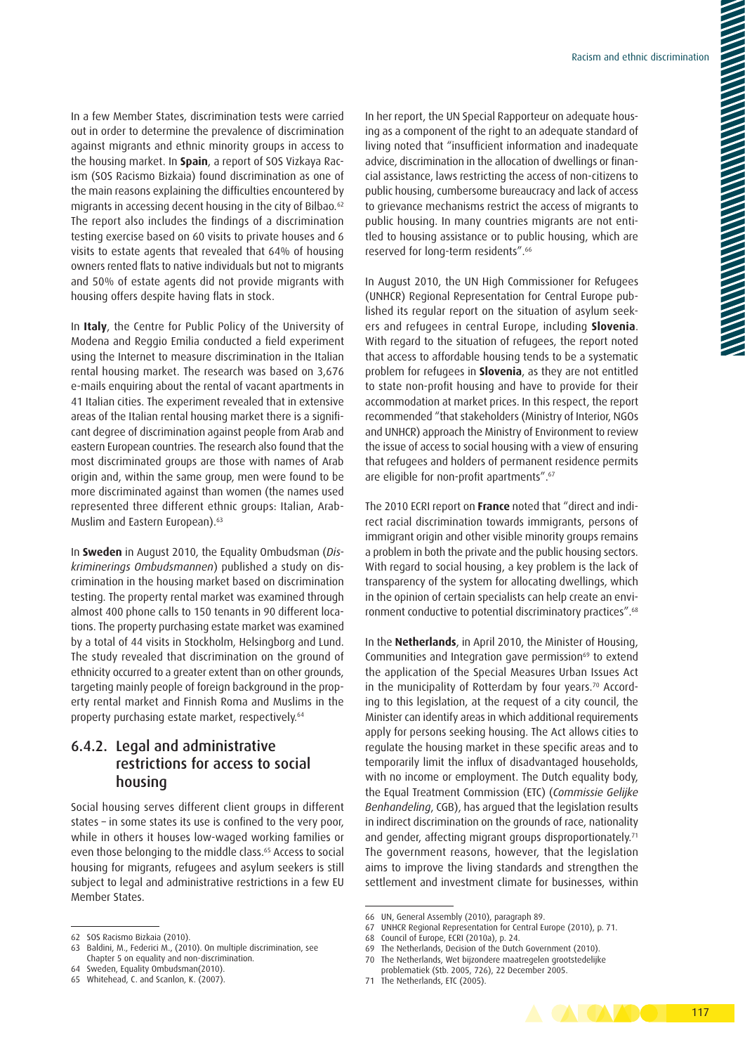In a few Member States, discrimination tests were carried out in order to determine the prevalence of discrimination against migrants and ethnic minority groups in access to the housing market. In **Spain**, a report of SOS Vizkaya Racism (SOS Racismo Bizkaia) found discrimination as one of the main reasons explaining the difficulties encountered by migrants in accessing decent housing in the city of Bilbao.[62] The report also includes the findings of a discrimination testing exercise based on 60 visits to private houses and 6 visits to estate agents that revealed that 64% of housing owners rented flats to native individuals but not to migrants and 50% of estate agents did not provide migrants with housing offers despite having flats in stock.

In **Italy**, the Centre for Public Policy of the University of Modena and Reggio Emilia conducted a field experiment using the Internet to measure discrimination in the Italian rental housing market. The research was based on 3,676 e-mails enquiring about the rental of vacant apartments in 41 Italian cities. The experiment revealed that in extensive areas of the Italian rental housing market there is a significant degree of discrimination against people from Arab and eastern European countries. The research also found that the most discriminated groups are those with names of Arab origin and, within the same group, men were found to be more discriminated against than women (the names used represented three different ethnic groups: Italian, Arab-Muslim and Eastern European).[63]

In **Sweden** in August 2010, the Equality Ombudsman (*Diskriminerings Ombudsmannen*) published a study on discrimination in the housing market based on discrimination testing. The property rental market was examined through almost 400 phone calls to 150 tenants in 90 different locations. The property purchasing estate market was examined by a total of 44 visits in Stockholm, Helsingborg and Lund. The study revealed that discrimination on the ground of ethnicity occurred to a greater extent than on other grounds, targeting mainly people of foreign background in the property rental market and Finnish Roma and Muslims in the property purchasing estate market, respectively.[64]

### 6.4.2. Legal and administrative restrictions for access to social housing

Social housing serves different client groups in different states – in some states its use is confined to the very poor, while in others it houses low-waged working families or even those belonging to the middle class.[65] Access to social housing for migrants, refugees and asylum seekers is still subject to legal and administrative restrictions in a few EU Member States.

In her report, the UN Special Rapporteur on adequate housing as a component of the right to an adequate standard of living noted that "insufficient information and inadequate advice, discrimination in the allocation of dwellings or financial assistance, laws restricting the access of non-citizens to public housing, cumbersome bureaucracy and lack of access to grievance mechanisms restrict the access of migrants to public housing. In many countries migrants are not entitled to housing assistance or to public housing, which are reserved for long-term residents".[66]

In August 2010, the UN High Commissioner for Refugees (UNHCR) Regional Representation for Central Europe published its regular report on the situation of asylum seekers and refugees in central Europe, including **Slovenia**. With regard to the situation of refugees, the report noted that access to affordable housing tends to be a systematic problem for refugees in **Slovenia**, as they are not entitled to state non-profit housing and have to provide for their accommodation at market prices. In this respect, the report recommended "that stakeholders (Ministry of Interior, NGOs and UNHCR) approach the Ministry of Environment to review the issue of access to social housing with a view of ensuring that refugees and holders of permanent residence permits are eligible for non-profit apartments".[67]

The 2010 ECRI report on **France** noted that "direct and indirect racial discrimination towards immigrants, persons of immigrant origin and other visible minority groups remains a problem in both the private and the public housing sectors. With regard to social housing, a key problem is the lack of transparency of the system for allocating dwellings, which in the opinion of certain specialists can help create an environment conductive to potential discriminatory practices".[68]

In the **Netherlands**, in April 2010, the Minister of Housing, Communities and Integration gave permission[69] to extend the application of the Special Measures Urban Issues Act in the municipality of Rotterdam by four years.[70] According to this legislation, at the request of a city council, the Minister can identify areas in which additional requirements apply for persons seeking housing. The Act allows cities to regulate the housing market in these specific areas and to temporarily limit the influx of disadvantaged households, with no income or employment. The Dutch equality body, the Equal Treatment Commission (ETC) (*Commissie Gelijke Behandeling*, CGB), has argued that the legislation results in indirect discrimination on the grounds of race, nationality and gender, affecting migrant groups disproportionately.[71] The government reasons, however, that the legislation aims to improve the living standards and strengthen the settlement and investment climate for businesses, within

---

62 SOS Racismo Bizkaia (2010).

63 Baldini, M., Federici M., (2010). On multiple discrimination, see Chapter 5 on equality and non-discrimination.

64 Sweden, Equality Ombudsman(2010).

65 Whitehead, C. and Scanlon, K. (2007).

66 UN, General Assembly (2010), paragraph 89.

67 UNHCR Regional Representation for Central Europe (2010), p. 71.

68 Council of Europe, ECRI (2010a), p. 24.

69 The Netherlands, Decision of the Dutch Government (2010).

70 The Netherlands, Wet bijzondere maatregelen grootstedelijke problematiek (Stb. 2005, 726), 22 December 2005.

71 The Netherlands, ETC (2005).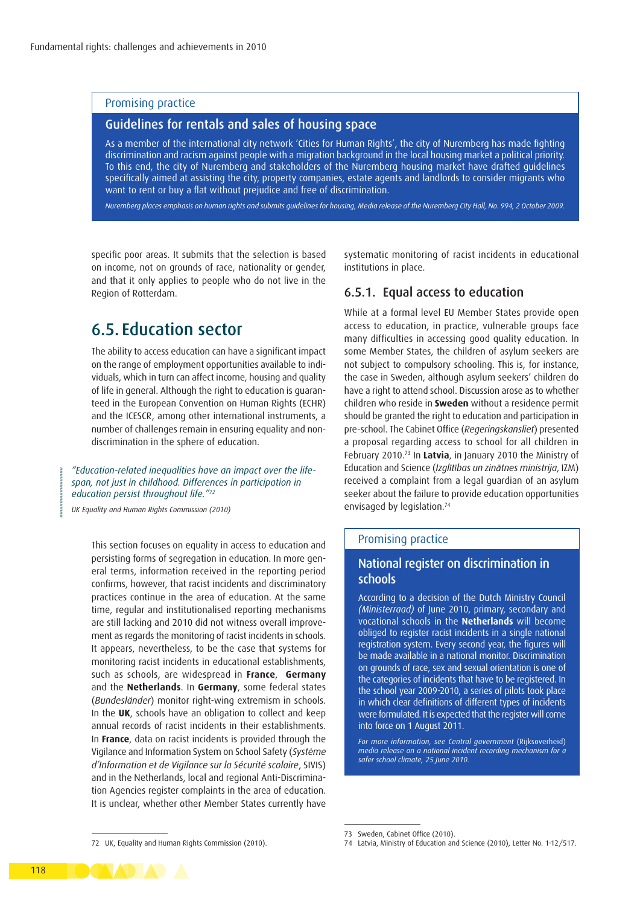> Promising practice
>
> ### Guidelines for rentals and sales of housing space
>
> As a member of the international city network 'Cities for Human Rights', the city of Nuremberg has made fighting discrimination and racism against people with a migration background in the local housing market a political priority. To this end, the city of Nuremberg and stakeholders of the Nuremberg housing market have drafted guidelines specifically aimed at assisting the city, property companies, estate agents and landlords to consider migrants who want to rent or buy a flat without prejudice and free of discrimination.
>
> *Nuremberg places emphasis on human rights and submits guidelines for housing, Media release of the Nuremberg City Hall, No. 994, 2 October 2009.*

specific poor areas. It submits that the selection is based on income, not on grounds of race, nationality or gender, and that it only applies to people who do not live in the Region of Rotterdam.

## 6.5. Education sector

The ability to access education can have a significant impact on the range of employment opportunities available to individuals, which in turn can affect income, housing and quality of life in general. Although the right to education is guaranteed in the European Convention on Human Rights (ECHR) and the ICESCR, among other international instruments, a number of challenges remain in ensuring equality and non-discrimination in the sphere of education.

> *"Education-related inequalities have an impact over the lifespan, not just in childhood. Differences in participation in education persist throughout life."*[72]
>
> *UK Equality and Human Rights Commission (2010)*

This section focuses on equality in access to education and persisting forms of segregation in education. In more general terms, information received in the reporting period confirms, however, that racist incidents and discriminatory practices continue in the area of education. At the same time, regular and institutionalised reporting mechanisms are still lacking and 2010 did not witness overall improvement as regards the monitoring of racist incidents in schools. It appears, nevertheless, to be the case that systems for monitoring racist incidents in educational establishments, such as schools, are widespread in **France**, **Germany** and the **Netherlands**. In **Germany**, some federal states (*Bundesländer*) monitor right-wing extremism in schools. In the **UK**, schools have an obligation to collect and keep annual records of racist incidents in their establishments. In **France**, data on racist incidents is provided through the Vigilance and Information System on School Safety (*Système d'Information et de Vigilance sur la Sécurité scolaire*, SIVIS) and in the Netherlands, local and regional Anti-Discrimination Agencies register complaints in the area of education. It is unclear, whether other Member States currently have systematic monitoring of racist incidents in educational institutions in place.

### 6.5.1. Equal access to education

While at a formal level EU Member States provide open access to education, in practice, vulnerable groups face many difficulties in accessing good quality education. In some Member States, the children of asylum seekers are not subject to compulsory schooling. This is, for instance, the case in Sweden, although asylum seekers' children do have a right to attend school. Discussion arose as to whether children who reside in **Sweden** without a residence permit should be granted the right to education and participation in pre-school. The Cabinet Office (*Regeringskansliet*) presented a proposal regarding access to school for all children in February 2010.[73] In **Latvia**, in January 2010 the Ministry of Education and Science (*Izglitibas un zinātnes ministrija*, IZM) received a complaint from a legal guardian of an asylum seeker about the failure to provide education opportunities envisaged by legislation.[74]

> Promising practice
>
> ### National register on discrimination in schools
>
> According to a decision of the Dutch Ministry Council *(Ministerraad)* of June 2010, primary, secondary and vocational schools in the **Netherlands** will become obliged to register racist incidents in a single national registration system. Every second year, the figures will be made available in a national monitor. Discrimination on grounds of race, sex and sexual orientation is one of the categories of incidents that have to be registered. In the school year 2009-2010, a series of pilots took place in which clear definitions of different types of incidents were formulated. It is expected that the register will come into force on 1 August 2011.
>
> *For more information, see Central government* (Rijksoverheid) *media release on a national incident recording mechanism for a safer school climate, 25 June 2010.*

72 UK, Equality and Human Rights Commission (2010).

73 Sweden, Cabinet Office (2010).

74 Latvia, Ministry of Education and Science (2010), Letter No. 1-12/517.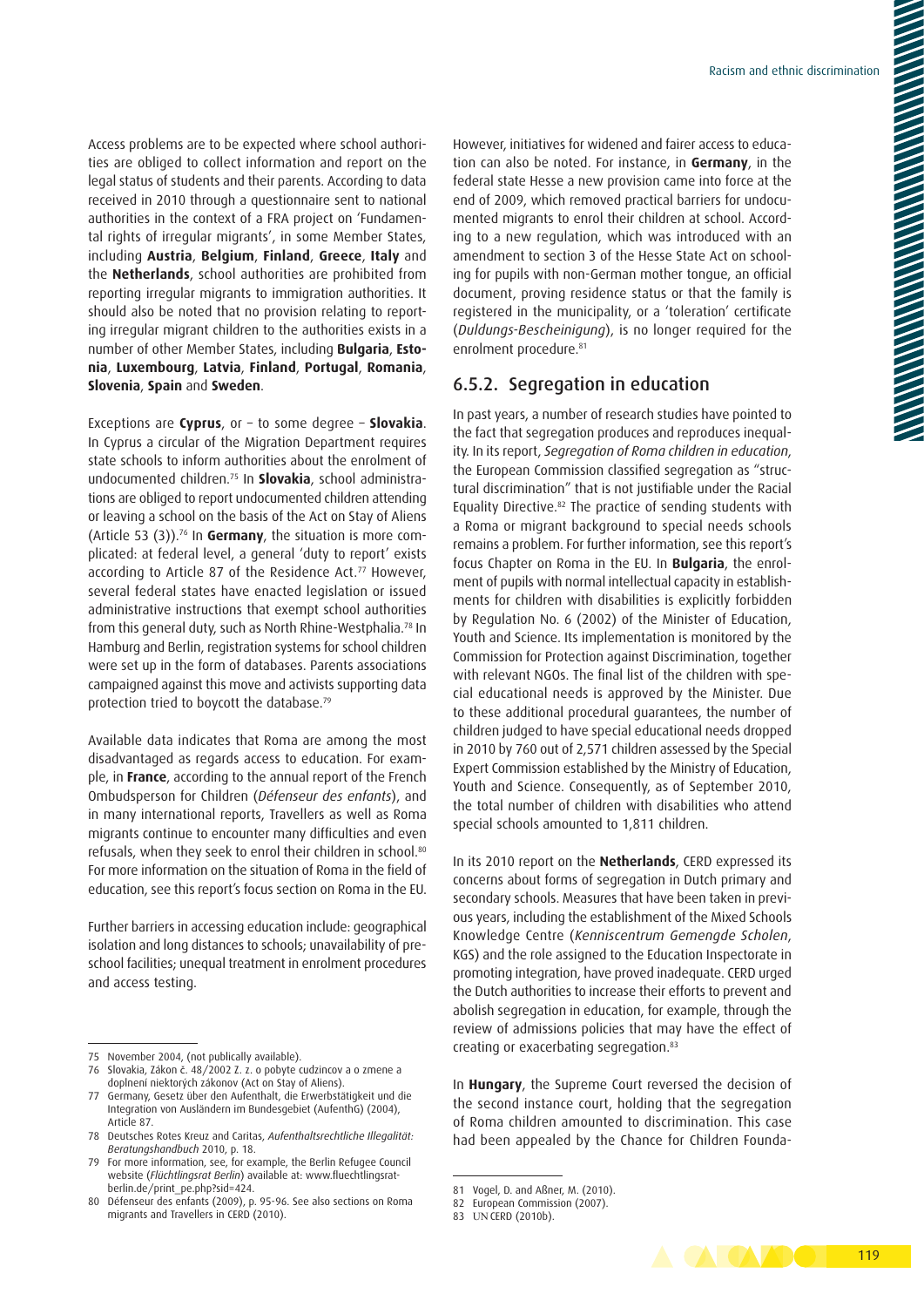Access problems are to be expected where school authorities are obliged to collect information and report on the legal status of students and their parents. According to data received in 2010 through a questionnaire sent to national authorities in the context of a FRA project on 'Fundamental rights of irregular migrants', in some Member States, including **Austria**, **Belgium**, **Finland**, **Greece**, **Italy** and the **Netherlands**, school authorities are prohibited from reporting irregular migrants to immigration authorities. It should also be noted that no provision relating to reporting irregular migrant children to the authorities exists in a number of other Member States, including **Bulgaria**, **Estonia**, **Luxembourg**, **Latvia**, **Finland**, **Portugal**, **Romania**, **Slovenia**, **Spain** and **Sweden**.

Exceptions are **Cyprus**, or – to some degree – **Slovakia**. In Cyprus a circular of the Migration Department requires state schools to inform authorities about the enrolment of undocumented children.[75] In **Slovakia**, school administrations are obliged to report undocumented children attending or leaving a school on the basis of the Act on Stay of Aliens (Article 53 (3)).[76] In **Germany**, the situation is more complicated: at federal level, a general 'duty to report' exists according to Article 87 of the Residence Act.[77] However, several federal states have enacted legislation or issued administrative instructions that exempt school authorities from this general duty, such as North Rhine-Westphalia.[78] In Hamburg and Berlin, registration systems for school children were set up in the form of databases. Parents associations campaigned against this move and activists supporting data protection tried to boycott the database.[79]

Available data indicates that Roma are among the most disadvantaged as regards access to education. For example, in **France**, according to the annual report of the French Ombudsperson for Children (*Défenseur des enfants*), and in many international reports, Travellers as well as Roma migrants continue to encounter many difficulties and even refusals, when they seek to enrol their children in school.[80] For more information on the situation of Roma in the field of education, see this report's focus section on Roma in the EU.

Further barriers in accessing education include: geographical isolation and long distances to schools; unavailability of preschool facilities; unequal treatment in enrolment procedures and access testing.

However, initiatives for widened and fairer access to education can also be noted. For instance, in **Germany**, in the federal state Hesse a new provision came into force at the end of 2009, which removed practical barriers for undocumented migrants to enrol their children at school. According to a new regulation, which was introduced with an amendment to section 3 of the Hesse State Act on schooling for pupils with non-German mother tongue, an official document, proving residence status or that the family is registered in the municipality, or a 'toleration' certificate (*Duldungs-Bescheinigung*), is no longer required for the enrolment procedure.[81]

## 6.5.2. Segregation in education

In past years, a number of research studies have pointed to the fact that segregation produces and reproduces inequality. In its report, *Segregation of Roma children in education*, the European Commission classified segregation as "structural discrimination" that is not justifiable under the Racial Equality Directive.[82] The practice of sending students with a Roma or migrant background to special needs schools remains a problem. For further information, see this report's focus Chapter on Roma in the EU. In **Bulgaria**, the enrolment of pupils with normal intellectual capacity in establishments for children with disabilities is explicitly forbidden by Regulation No. 6 (2002) of the Minister of Education, Youth and Science. Its implementation is monitored by the Commission for Protection against Discrimination, together with relevant NGOs. The final list of the children with special educational needs is approved by the Minister. Due to these additional procedural guarantees, the number of children judged to have special educational needs dropped in 2010 by 760 out of 2,571 children assessed by the Special Expert Commission established by the Ministry of Education, Youth and Science. Consequently, as of September 2010, the total number of children with disabilities who attend special schools amounted to 1,811 children.

In its 2010 report on the **Netherlands**, CERD expressed its concerns about forms of segregation in Dutch primary and secondary schools. Measures that have been taken in previous years, including the establishment of the Mixed Schools Knowledge Centre (*Kenniscentrum Gemengde Scholen*, KGS) and the role assigned to the Education Inspectorate in promoting integration, have proved inadequate. CERD urged the Dutch authorities to increase their efforts to prevent and abolish segregation in education, for example, through the review of admissions policies that may have the effect of creating or exacerbating segregation.[83]

In **Hungary**, the Supreme Court reversed the decision of the second instance court, holding that the segregation of Roma children amounted to discrimination. This case had been appealed by the Chance for Children Founda-

---

75 November 2004, (not publically available).

76 Slovakia, Zákon č. 48/2002 Z. z. o pobyte cudzincov a o zmene a doplnení niektorých zákonov (Act on Stay of Aliens).

77 Germany, Gesetz über den Aufenthalt, die Erwerbstätigkeit und die Integration von Ausländern im Bundesgebiet (AufenthG) (2004), Article 87.

78 Deutsches Rotes Kreuz and Caritas, *Aufenthaltsrechtliche Illegalität: Beratungshandbuch* 2010, p. 18.

79 For more information, see, for example, the Berlin Refugee Council website (*Flüchtlingsrat Berlin*) available at: www.fluechtlingsrat-berlin.de/print_pe.php?sid=424.

80 Défenseur des enfants (2009), p. 95-96. See also sections on Roma migrants and Travellers in CERD (2010).

81 Vogel, D. and Aßner, M. (2010).

82 European Commission (2007).

83 UN CERD (2010b).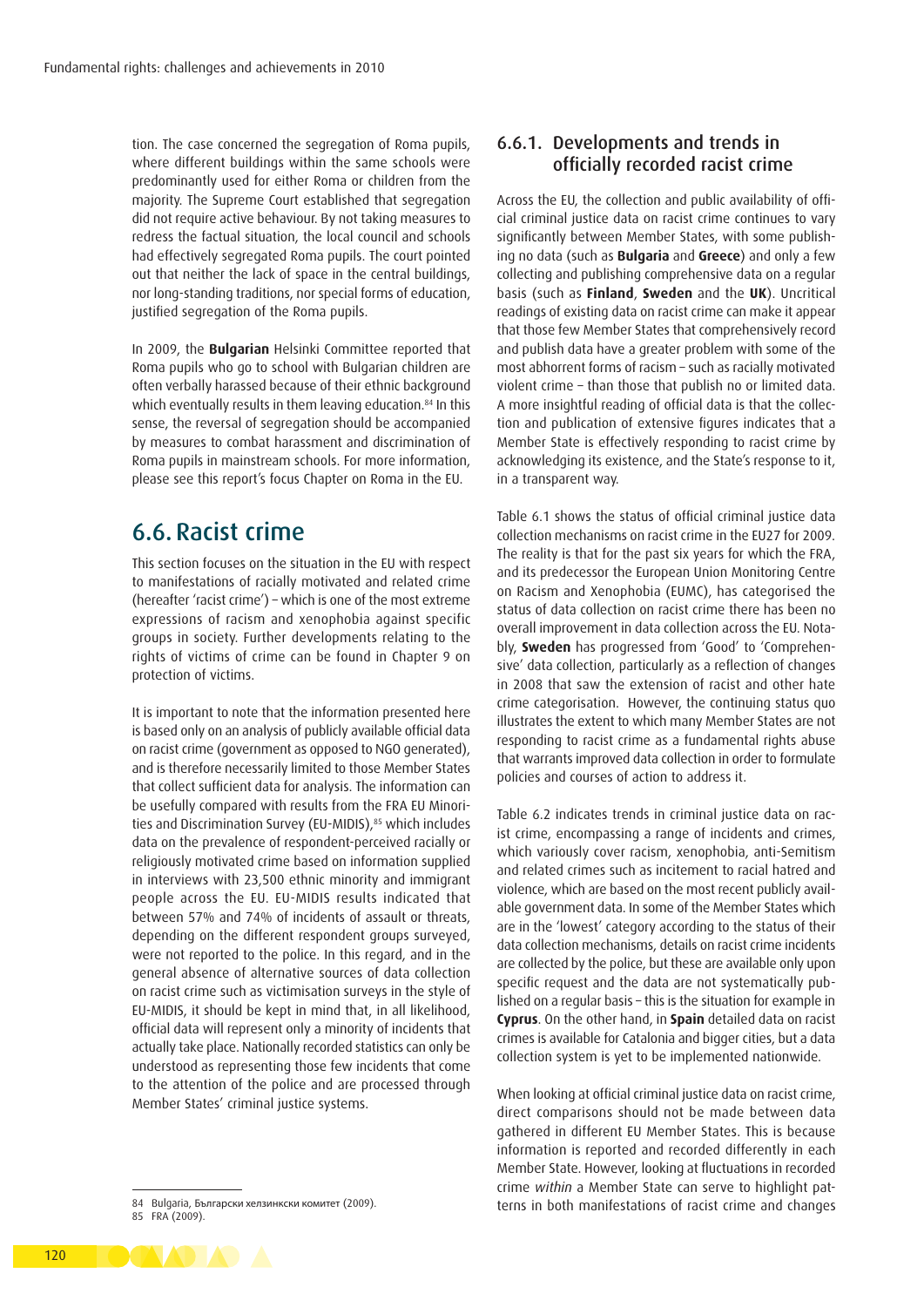tion. The case concerned the segregation of Roma pupils, where different buildings within the same schools were predominantly used for either Roma or children from the majority. The Supreme Court established that segregation did not require active behaviour. By not taking measures to redress the factual situation, the local council and schools had effectively segregated Roma pupils. The court pointed out that neither the lack of space in the central buildings, nor long-standing traditions, nor special forms of education, justified segregation of the Roma pupils.

In 2009, the **Bulgarian** Helsinki Committee reported that Roma pupils who go to school with Bulgarian children are often verbally harassed because of their ethnic background which eventually results in them leaving education.[84] In this sense, the reversal of segregation should be accompanied by measures to combat harassment and discrimination of Roma pupils in mainstream schools. For more information, please see this report's focus Chapter on Roma in the EU.

## 6.6. Racist crime

This section focuses on the situation in the EU with respect to manifestations of racially motivated and related crime (hereafter 'racist crime') – which is one of the most extreme expressions of racism and xenophobia against specific groups in society. Further developments relating to the rights of victims of crime can be found in Chapter 9 on protection of victims.

It is important to note that the information presented here is based only on an analysis of publicly available official data on racist crime (government as opposed to NGO generated), and is therefore necessarily limited to those Member States that collect sufficient data for analysis. The information can be usefully compared with results from the FRA EU Minorities and Discrimination Survey (EU-MIDIS),[85] which includes data on the prevalence of respondent-perceived racially or religiously motivated crime based on information supplied in interviews with 23,500 ethnic minority and immigrant people across the EU. EU-MIDIS results indicated that between 57% and 74% of incidents of assault or threats, depending on the different respondent groups surveyed, were not reported to the police. In this regard, and in the general absence of alternative sources of data collection on racist crime such as victimisation surveys in the style of EU-MIDIS, it should be kept in mind that, in all likelihood, official data will represent only a minority of incidents that actually take place. Nationally recorded statistics can only be understood as representing those few incidents that come to the attention of the police and are processed through Member States' criminal justice systems.

### 6.6.1. Developments and trends in officially recorded racist crime

Across the EU, the collection and public availability of official criminal justice data on racist crime continues to vary significantly between Member States, with some publishing no data (such as **Bulgaria** and **Greece**) and only a few collecting and publishing comprehensive data on a regular basis (such as **Finland**, **Sweden** and the **UK**). Uncritical readings of existing data on racist crime can make it appear that those few Member States that comprehensively record and publish data have a greater problem with some of the most abhorrent forms of racism – such as racially motivated violent crime – than those that publish no or limited data. A more insightful reading of official data is that the collection and publication of extensive figures indicates that a Member State is effectively responding to racist crime by acknowledging its existence, and the State's response to it, in a transparent way.

Table 6.1 shows the status of official criminal justice data collection mechanisms on racist crime in the EU27 for 2009. The reality is that for the past six years for which the FRA, and its predecessor the European Union Monitoring Centre on Racism and Xenophobia (EUMC), has categorised the status of data collection on racist crime there has been no overall improvement in data collection across the EU. Notably, **Sweden** has progressed from 'Good' to 'Comprehensive' data collection, particularly as a reflection of changes in 2008 that saw the extension of racist and other hate crime categorisation. However, the continuing status quo illustrates the extent to which many Member States are not responding to racist crime as a fundamental rights abuse that warrants improved data collection in order to formulate policies and courses of action to address it.

Table 6.2 indicates trends in criminal justice data on racist crime, encompassing a range of incidents and crimes, which variously cover racism, xenophobia, anti-Semitism and related crimes such as incitement to racial hatred and violence, which are based on the most recent publicly available government data. In some of the Member States which are in the 'lowest' category according to the status of their data collection mechanisms, details on racist crime incidents are collected by the police, but these are available only upon specific request and the data are not systematically published on a regular basis – this is the situation for example in **Cyprus**. On the other hand, in **Spain** detailed data on racist crimes is available for Catalonia and bigger cities, but a data collection system is yet to be implemented nationwide.

When looking at official criminal justice data on racist crime, direct comparisons should not be made between data gathered in different EU Member States. This is because information is reported and recorded differently in each Member State. However, looking at fluctuations in recorded crime *within* a Member State can serve to highlight patterns in both manifestations of racist crime and changes

84 Bulgaria, Български хелзинкски комитет (2009).

85 FRA (2009).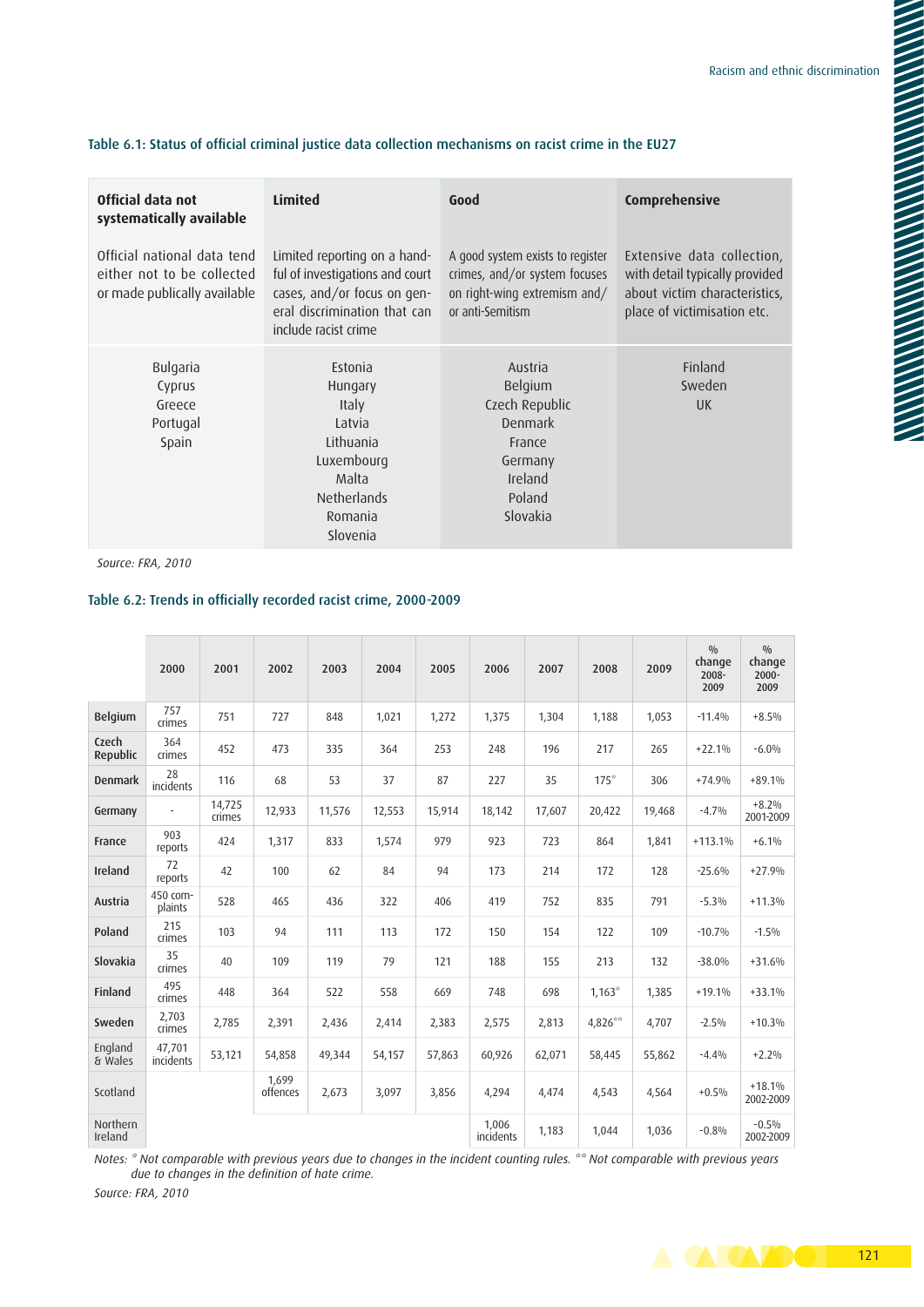### Table 6.1: Status of official criminal justice data collection mechanisms on racist crime in the EU27

| Official data not systematically available | Limited | Good | Comprehensive |
|---|---|---|---|
| Official national data tend either not to be collected or made publically available | Limited reporting on a handful of investigations and court cases, and/or focus on general discrimination that can include racist crime | A good system exists to register crimes, and/or system focuses on right-wing extremism and/or anti-Semitism | Extensive data collection, with detail typically provided about victim characteristics, place of victimisation etc. |
| Bulgaria<br>Cyprus<br>Greece<br>Portugal<br>Spain | Estonia<br>Hungary<br>Italy<br>Latvia<br>Lithuania<br>Luxembourg<br>Malta<br>Netherlands<br>Romania<br>Slovenia | Austria<br>Belgium<br>Czech Republic<br>Denmark<br>France<br>Germany<br>Ireland<br>Poland<br>Slovakia | Finland<br>Sweden<br>UK |

*Source: FRA, 2010*

### Table 6.2: Trends in officially recorded racist crime, 2000-2009

| | 2000 | 2001 | 2002 | 2003 | 2004 | 2005 | 2006 | 2007 | 2008 | 2009 | % change 2008-2009 | % change 2000-2009 |
|---|---|---|---|---|---|---|---|---|---|---|---|---|
| **Belgium** | 757 crimes | 751 | 727 | 848 | 1,021 | 1,272 | 1,375 | 1,304 | 1,188 | 1,053 | -11.4% | +8.5% |
| **Czech Republic** | 364 crimes | 452 | 473 | 335 | 364 | 253 | 248 | 196 | 217 | 265 | +22.1% | -6.0% |
| **Denmark** | 28 incidents | 116 | 68 | 53 | 37 | 87 | 227 | 35 | 175* | 306 | +74.9% | +89.1% |
| **Germany** | - | 14,725 crimes | 12,933 | 11,576 | 12,553 | 15,914 | 18,142 | 17,607 | 20,422 | 19,468 | -4.7% | +8.2% 2001-2009 |
| **France** | 903 reports | 424 | 1,317 | 833 | 1,574 | 979 | 923 | 723 | 864 | 1,841 | +113.1% | +6.1% |
| **Ireland** | 72 reports | 42 | 100 | 62 | 84 | 94 | 173 | 214 | 172 | 128 | -25.6% | +27.9% |
| **Austria** | 450 complaints | 528 | 465 | 436 | 322 | 406 | 419 | 752 | 835 | 791 | -5.3% | +11.3% |
| **Poland** | 215 crimes | 103 | 94 | 111 | 113 | 172 | 150 | 154 | 122 | 109 | -10.7% | -1.5% |
| **Slovakia** | 35 crimes | 40 | 109 | 119 | 79 | 121 | 188 | 155 | 213 | 132 | -38.0% | +31.6% |
| **Finland** | 495 crimes | 448 | 364 | 522 | 558 | 669 | 748 | 698 | 1,163* | 1,385 | +19.1% | +33.1% |
| **Sweden** | 2,703 crimes | 2,785 | 2,391 | 2,436 | 2,414 | 2,383 | 2,575 | 2,813 | 4,826** | 4,707 | -2.5% | +10.3% |
| **England & Wales** | 47,701 incidents | 53,121 | 54,858 | 49,344 | 54,157 | 57,863 | 60,926 | 62,071 | 58,445 | 55,862 | -4.4% | +2.2% |
| Scotland | | | 1,699 offences | 2,673 | 3,097 | 3,856 | 4,294 | 4,474 | 4,543 | 4,564 | +0.5% | +18.1% 2002-2009 |
| Northern Ireland | | | | | | | 1,006 incidents | 1,183 | 1,044 | 1,036 | -0.8% | -0.5% 2002-2009 |

*Notes: * Not comparable with previous years due to changes in the incident counting rules. ** Not comparable with previous years due to changes in the definition of hate crime.*

*Source: FRA, 2010*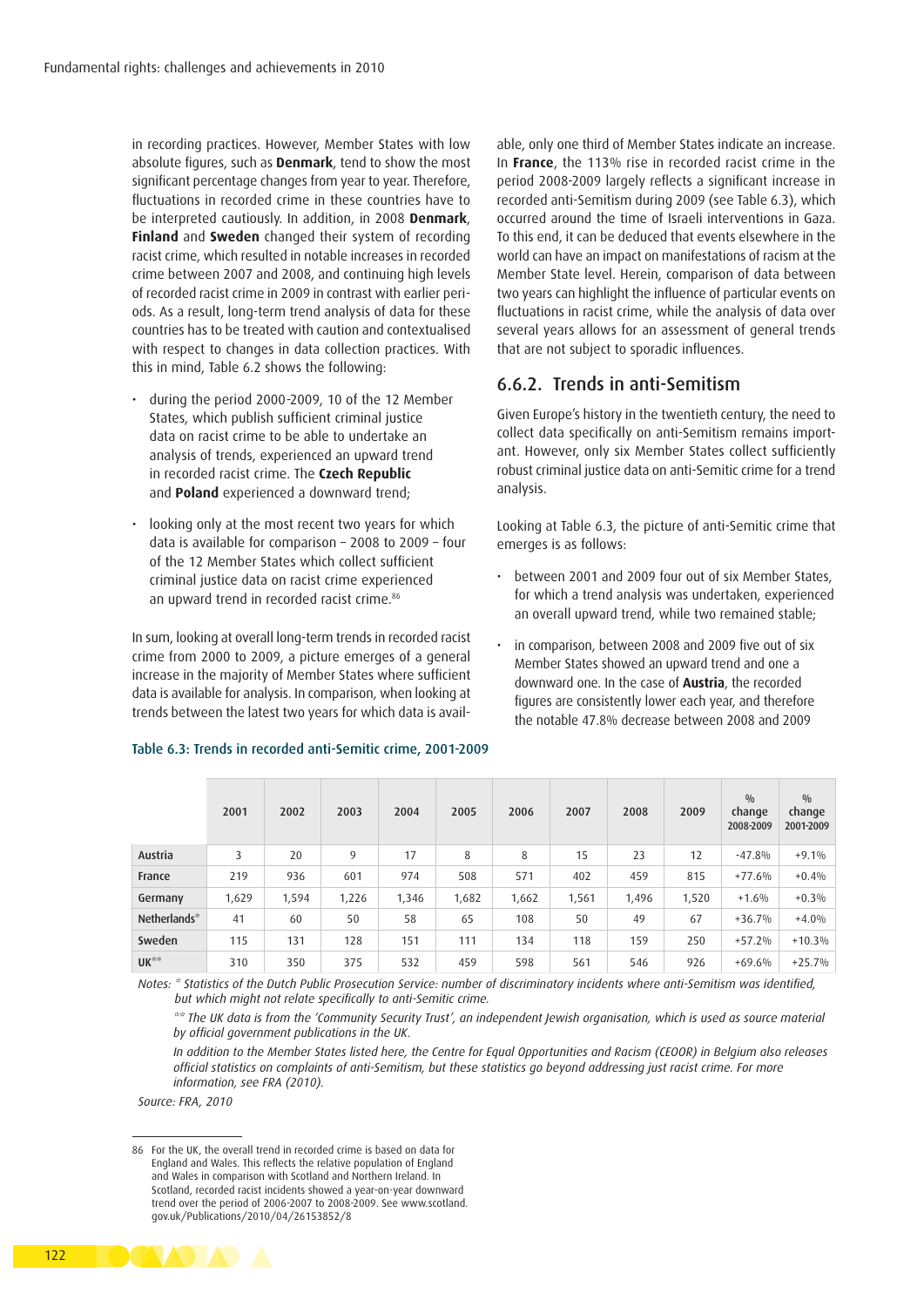in recording practices. However, Member States with low absolute figures, such as **Denmark**, tend to show the most significant percentage changes from year to year. Therefore, fluctuations in recorded crime in these countries have to be interpreted cautiously. In addition, in 2008 **Denmark**, **Finland** and **Sweden** changed their system of recording racist crime, which resulted in notable increases in recorded crime between 2007 and 2008, and continuing high levels of recorded racist crime in 2009 in contrast with earlier periods. As a result, long-term trend analysis of data for these countries has to be treated with caution and contextualised with respect to changes in data collection practices. With this in mind, Table 6.2 shows the following:

- during the period 2000-2009, 10 of the 12 Member States, which publish sufficient criminal justice data on racist crime to be able to undertake an analysis of trends, experienced an upward trend in recorded racist crime. The **Czech Republic** and **Poland** experienced a downward trend;
- looking only at the most recent two years for which data is available for comparison – 2008 to 2009 – four of the 12 Member States which collect sufficient criminal justice data on racist crime experienced an upward trend in recorded racist crime.[86]

In sum, looking at overall long-term trends in recorded racist crime from 2000 to 2009, a picture emerges of a general increase in the majority of Member States where sufficient data is available for analysis. In comparison, when looking at trends between the latest two years for which data is available, only one third of Member States indicate an increase. In **France**, the 113% rise in recorded racist crime in the period 2008-2009 largely reflects a significant increase in recorded anti-Semitism during 2009 (see Table 6.3), which occurred around the time of Israeli interventions in Gaza. To this end, it can be deduced that events elsewhere in the world can have an impact on manifestations of racism at the Member State level. Herein, comparison of data between two years can highlight the influence of particular events on fluctuations in racist crime, while the analysis of data over several years allows for an assessment of general trends that are not subject to sporadic influences.

## 6.6.2. Trends in anti-Semitism

Given Europe's history in the twentieth century, the need to collect data specifically on anti-Semitism remains important. However, only six Member States collect sufficiently robust criminal justice data on anti-Semitic crime for a trend analysis.

Looking at Table 6.3, the picture of anti-Semitic crime that emerges is as follows:

- between 2001 and 2009 four out of six Member States, for which a trend analysis was undertaken, experienced an overall upward trend, while two remained stable;
- in comparison, between 2008 and 2009 five out of six Member States showed an upward trend and one a downward one. In the case of **Austria**, the recorded figures are consistently lower each year, and therefore the notable 47.8% decrease between 2008 and 2009

Table 6.3: Trends in recorded anti-Semitic crime, 2001-2009

| | 2001 | 2002 | 2003 | 2004 | 2005 | 2006 | 2007 | 2008 | 2009 | % change 2008-2009 | % change 2001-2009 |
|---|---|---|---|---|---|---|---|---|---|---|---|
| Austria | 3 | 20 | 9 | 17 | 8 | 8 | 15 | 23 | 12 | -47.8% | +9.1% |
| France | 219 | 936 | 601 | 974 | 508 | 571 | 402 | 459 | 815 | +77.6% | +0.4% |
| Germany | 1,629 | 1,594 | 1,226 | 1,346 | 1,682 | 1,662 | 1,561 | 1,496 | 1,520 | +1.6% | +0.3% |
| Netherlands* | 41 | 60 | 50 | 58 | 65 | 108 | 50 | 49 | 67 | +36.7% | +4.0% |
| Sweden | 115 | 131 | 128 | 151 | 111 | 134 | 118 | 159 | 250 | +57.2% | +10.3% |
| UK** | 310 | 350 | 375 | 532 | 459 | 598 | 561 | 546 | 926 | +69.6% | +25.7% |

Notes: *\* Statistics of the Dutch Public Prosecution Service: number of discriminatory incidents where anti-Semitism was identified, but which might not relate specifically to anti-Semitic crime.*

*\*\* The UK data is from the 'Community Security Trust', an independent Jewish organisation, which is used as source material by official government publications in the UK.*

*In addition to the Member States listed here, the Centre for Equal Opportunities and Racism (CEOOR) in Belgium also releases official statistics on complaints of anti-Semitism, but these statistics go beyond addressing just racist crime. For more information, see FRA (2010).*

*Source: FRA, 2010*

86 For the UK, the overall trend in recorded crime is based on data for England and Wales. This reflects the relative population of England and Wales in comparison with Scotland and Northern Ireland. In Scotland, recorded racist incidents showed a year-on-year downward trend over the period of 2006-2007 to 2008-2009. See www.scotland.gov.uk/Publications/2010/04/26153852/8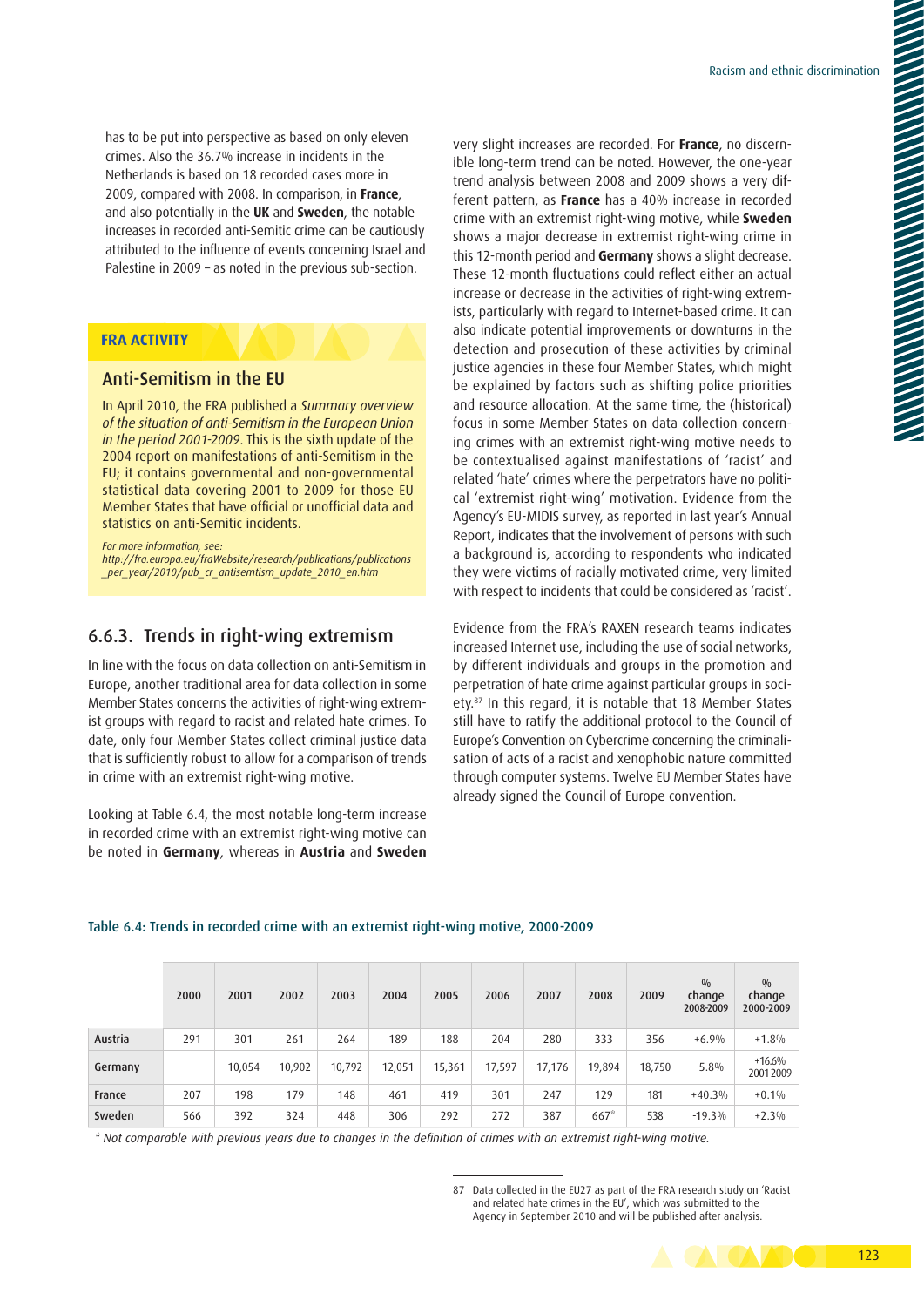has to be put into perspective as based on only eleven crimes. Also the 36.7% increase in incidents in the Netherlands is based on 18 recorded cases more in 2009, compared with 2008. In comparison, in **France**, and also potentially in the **UK** and **Sweden**, the notable increases in recorded anti-Semitic crime can be cautiously attributed to the influence of events concerning Israel and Palestine in 2009 – as noted in the previous sub-section.

**FRA ACTIVITY**

### Anti-Semitism in the EU

In April 2010, the FRA published a *Summary overview of the situation of anti-Semitism in the European Union in the period 2001-2009*. This is the sixth update of the 2004 report on manifestations of anti-Semitism in the EU; it contains governmental and non-governmental statistical data covering 2001 to 2009 for those EU Member States that have official or unofficial data and statistics on anti-Semitic incidents.

*For more information, see:*
*http://fra.europa.eu/fraWebsite/research/publications/publications_per_year/2010/pub_cr_antisemtism_update_2010_en.htm*

## 6.6.3. Trends in right-wing extremism

In line with the focus on data collection on anti-Semitism in Europe, another traditional area for data collection in some Member States concerns the activities of right-wing extremist groups with regard to racist and related hate crimes. To date, only four Member States collect criminal justice data that is sufficiently robust to allow for a comparison of trends in crime with an extremist right-wing motive.

Looking at Table 6.4, the most notable long-term increase in recorded crime with an extremist right-wing motive can be noted in **Germany**, whereas in **Austria** and **Sweden** very slight increases are recorded. For **France**, no discernible long-term trend can be noted. However, the one-year trend analysis between 2008 and 2009 shows a very different pattern, as **France** has a 40% increase in recorded crime with an extremist right-wing motive, while **Sweden** shows a major decrease in extremist right-wing crime in this 12-month period and **Germany** shows a slight decrease. These 12-month fluctuations could reflect either an actual increase or decrease in the activities of right-wing extremists, particularly with regard to Internet-based crime. It can also indicate potential improvements or downturns in the detection and prosecution of these activities by criminal justice agencies in these four Member States, which might be explained by factors such as shifting police priorities and resource allocation. At the same time, the (historical) focus in some Member States on data collection concerning crimes with an extremist right-wing motive needs to be contextualised against manifestations of 'racist' and related 'hate' crimes where the perpetrators have no political 'extremist right-wing' motivation. Evidence from the Agency's EU-MIDIS survey, as reported in last year's Annual Report, indicates that the involvement of persons with such a background is, according to respondents who indicated they were victims of racially motivated crime, very limited with respect to incidents that could be considered as 'racist'.

Evidence from the FRA's RAXEN research teams indicates increased Internet use, including the use of social networks, by different individuals and groups in the promotion and perpetration of hate crime against particular groups in society.[87] In this regard, it is notable that 18 Member States still have to ratify the additional protocol to the Council of Europe's Convention on Cybercrime concerning the criminalisation of acts of a racist and xenophobic nature committed through computer systems. Twelve EU Member States have already signed the Council of Europe convention.

Table 6.4: Trends in recorded crime with an extremist right-wing motive, 2000-2009

| | 2000 | 2001 | 2002 | 2003 | 2004 | 2005 | 2006 | 2007 | 2008 | 2009 | % change 2008-2009 | % change 2000-2009 |
|---|---|---|---|---|---|---|---|---|---|---|---|---|
| Austria | 291 | 301 | 261 | 264 | 189 | 188 | 204 | 280 | 333 | 356 | +6.9% | +1.8% |
| Germany | - | 10,054 | 10,902 | 10,792 | 12,051 | 15,361 | 17,597 | 17,176 | 19,894 | 18,750 | -5.8% | +16.6% 2001-2009 |
| France | 207 | 198 | 179 | 148 | 461 | 419 | 301 | 247 | 129 | 181 | +40.3% | +0.1% |
| Sweden | 566 | 392 | 324 | 448 | 306 | 292 | 272 | 387 | 667* | 538 | -19.3% | +2.3% |

\* *Not comparable with previous years due to changes in the definition of crimes with an extremist right-wing motive.*

87 Data collected in the EU27 as part of the FRA research study on 'Racist and related hate crimes in the EU', which was submitted to the Agency in September 2010 and will be published after analysis.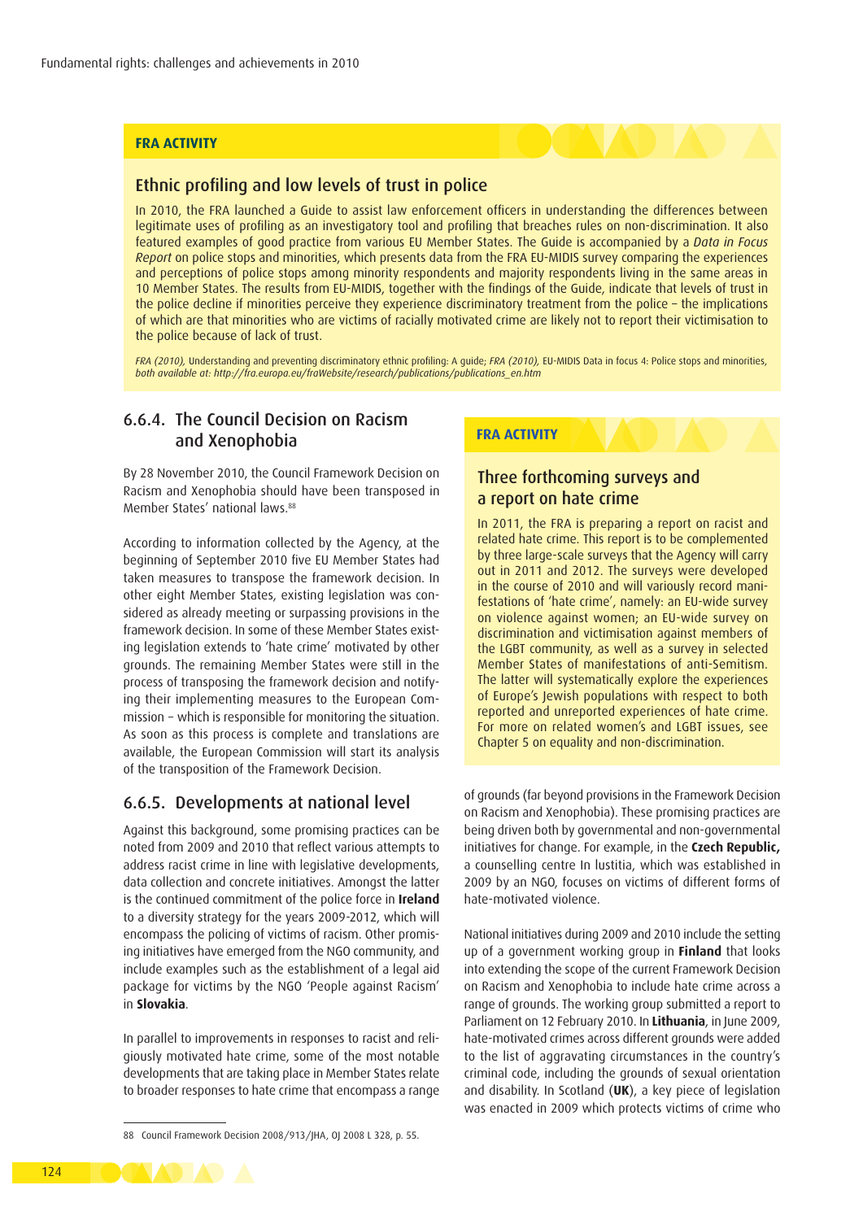**FRA ACTIVITY**

## Ethnic profiling and low levels of trust in police

In 2010, the FRA launched a Guide to assist law enforcement officers in understanding the differences between legitimate uses of profiling as an investigatory tool and profiling that breaches rules on non-discrimination. It also featured examples of good practice from various EU Member States. The Guide is accompanied by a *Data in Focus Report* on police stops and minorities, which presents data from the FRA EU-MIDIS survey comparing the experiences and perceptions of police stops among minority respondents and majority respondents living in the same areas in 10 Member States. The results from EU-MIDIS, together with the findings of the Guide, indicate that levels of trust in the police decline if minorities perceive they experience discriminatory treatment from the police – the implications of which are that minorities who are victims of racially motivated crime are likely not to report their victimisation to the police because of lack of trust.

*FRA (2010),* Understanding and preventing discriminatory ethnic profiling: A guide; *FRA (2010),* EU-MIDIS Data in focus 4: Police stops and minorities, *both available at: http://fra.europa.eu/fraWebsite/research/publications/publications_en.htm*

### 6.6.4. The Council Decision on Racism and Xenophobia

By 28 November 2010, the Council Framework Decision on Racism and Xenophobia should have been transposed in Member States' national laws.[88]

According to information collected by the Agency, at the beginning of September 2010 five EU Member States had taken measures to transpose the framework decision. In other eight Member States, existing legislation was considered as already meeting or surpassing provisions in the framework decision. In some of these Member States existing legislation extends to 'hate crime' motivated by other grounds. The remaining Member States were still in the process of transposing the framework decision and notifying their implementing measures to the European Commission – which is responsible for monitoring the situation. As soon as this process is complete and translations are available, the European Commission will start its analysis of the transposition of the Framework Decision.

**FRA ACTIVITY**

## Three forthcoming surveys and a report on hate crime

In 2011, the FRA is preparing a report on racist and related hate crime. This report is to be complemented by three large-scale surveys that the Agency will carry out in 2011 and 2012. The surveys were developed in the course of 2010 and will variously record manifestations of 'hate crime', namely: an EU-wide survey on violence against women; an EU-wide survey on discrimination and victimisation against members of the LGBT community, as well as a survey in selected Member States of manifestations of anti-Semitism. The latter will systematically explore the experiences of Europe's Jewish populations with respect to both reported and unreported experiences of hate crime. For more on related women's and LGBT issues, see Chapter 5 on equality and non-discrimination.

### 6.6.5. Developments at national level

Against this background, some promising practices can be noted from 2009 and 2010 that reflect various attempts to address racist crime in line with legislative developments, data collection and concrete initiatives. Amongst the latter is the continued commitment of the police force in **Ireland** to a diversity strategy for the years 2009-2012, which will encompass the policing of victims of racism. Other promising initiatives have emerged from the NGO community, and include examples such as the establishment of a legal aid package for victims by the NGO 'People against Racism' in **Slovakia**.

In parallel to improvements in responses to racist and religiously motivated hate crime, some of the most notable developments that are taking place in Member States relate to broader responses to hate crime that encompass a range of grounds (far beyond provisions in the Framework Decision on Racism and Xenophobia). These promising practices are being driven both by governmental and non-governmental initiatives for change. For example, in the **Czech Republic,** a counselling centre In Iustitia, which was established in 2009 by an NGO, focuses on victims of different forms of hate-motivated violence.

National initiatives during 2009 and 2010 include the setting up of a government working group in **Finland** that looks into extending the scope of the current Framework Decision on Racism and Xenophobia to include hate crime across a range of grounds. The working group submitted a report to Parliament on 12 February 2010. In **Lithuania**, in June 2009, hate-motivated crimes across different grounds were added to the list of aggravating circumstances in the country's criminal code, including the grounds of sexual orientation and disability. In Scotland (**UK**), a key piece of legislation was enacted in 2009 which protects victims of crime who

88 Council Framework Decision 2008/913/JHA, OJ 2008 L 328, p. 55.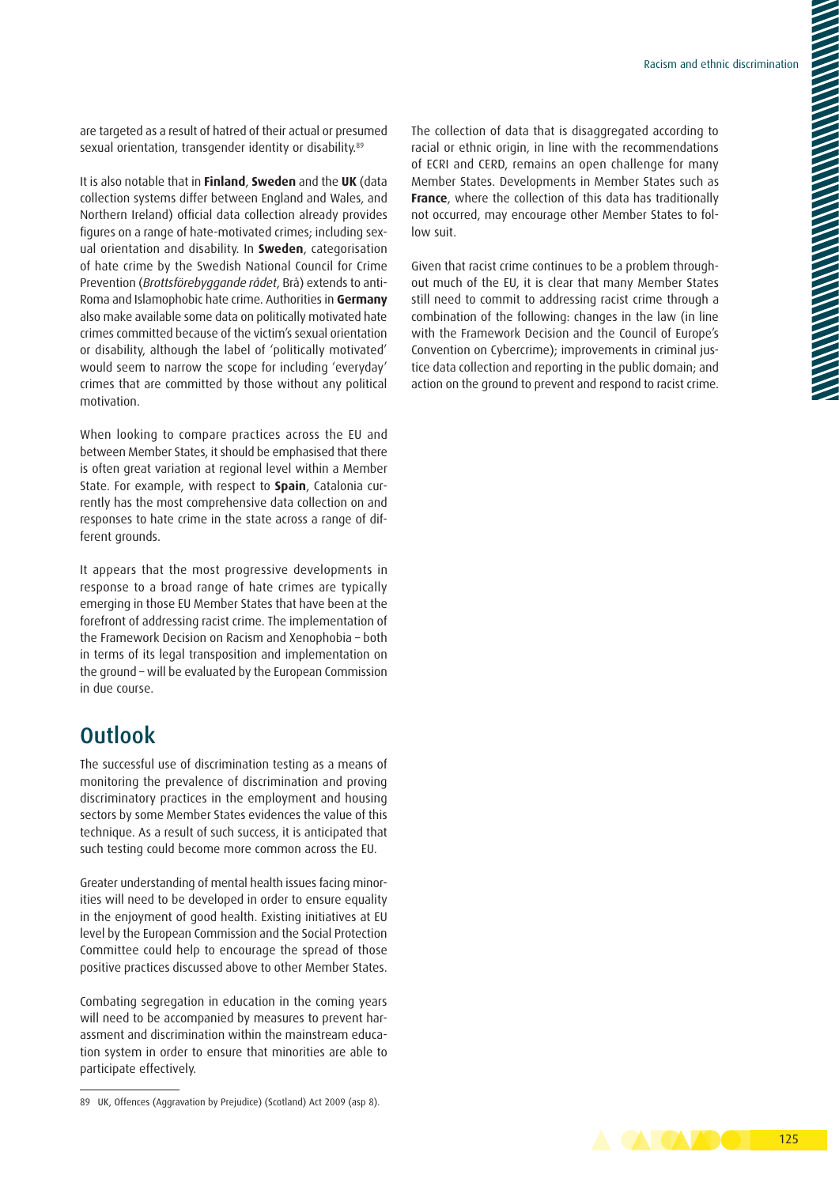are targeted as a result of hatred of their actual or presumed sexual orientation, transgender identity or disability.[89]

It is also notable that in **Finland**, **Sweden** and the **UK** (data collection systems differ between England and Wales, and Northern Ireland) official data collection already provides figures on a range of hate-motivated crimes; including sexual orientation and disability. In **Sweden**, categorisation of hate crime by the Swedish National Council for Crime Prevention (*Brottsförebyggande rådet*, Brå) extends to anti-Roma and Islamophobic hate crime. Authorities in **Germany** also make available some data on politically motivated hate crimes committed because of the victim's sexual orientation or disability, although the label of 'politically motivated' would seem to narrow the scope for including 'everyday' crimes that are committed by those without any political motivation.

When looking to compare practices across the EU and between Member States, it should be emphasised that there is often great variation at regional level within a Member State. For example, with respect to **Spain**, Catalonia currently has the most comprehensive data collection on and responses to hate crime in the state across a range of different grounds.

It appears that the most progressive developments in response to a broad range of hate crimes are typically emerging in those EU Member States that have been at the forefront of addressing racist crime. The implementation of the Framework Decision on Racism and Xenophobia – both in terms of its legal transposition and implementation on the ground – will be evaluated by the European Commission in due course.

## Outlook

The successful use of discrimination testing as a means of monitoring the prevalence of discrimination and proving discriminatory practices in the employment and housing sectors by some Member States evidences the value of this technique. As a result of such success, it is anticipated that such testing could become more common across the EU.

Greater understanding of mental health issues facing minorities will need to be developed in order to ensure equality in the enjoyment of good health. Existing initiatives at EU level by the European Commission and the Social Protection Committee could help to encourage the spread of those positive practices discussed above to other Member States.

Combating segregation in education in the coming years will need to be accompanied by measures to prevent harassment and discrimination within the mainstream education system in order to ensure that minorities are able to participate effectively.

The collection of data that is disaggregated according to racial or ethnic origin, in line with the recommendations of ECRI and CERD, remains an open challenge for many Member States. Developments in Member States such as **France**, where the collection of this data has traditionally not occurred, may encourage other Member States to follow suit.

Given that racist crime continues to be a problem throughout much of the EU, it is clear that many Member States still need to commit to addressing racist crime through a combination of the following: changes in the law (in line with the Framework Decision and the Council of Europe's Convention on Cybercrime); improvements in criminal justice data collection and reporting in the public domain; and action on the ground to prevent and respond to racist crime.

---

89 UK, Offences (Aggravation by Prejudice) (Scotland) Act 2009 (asp 8).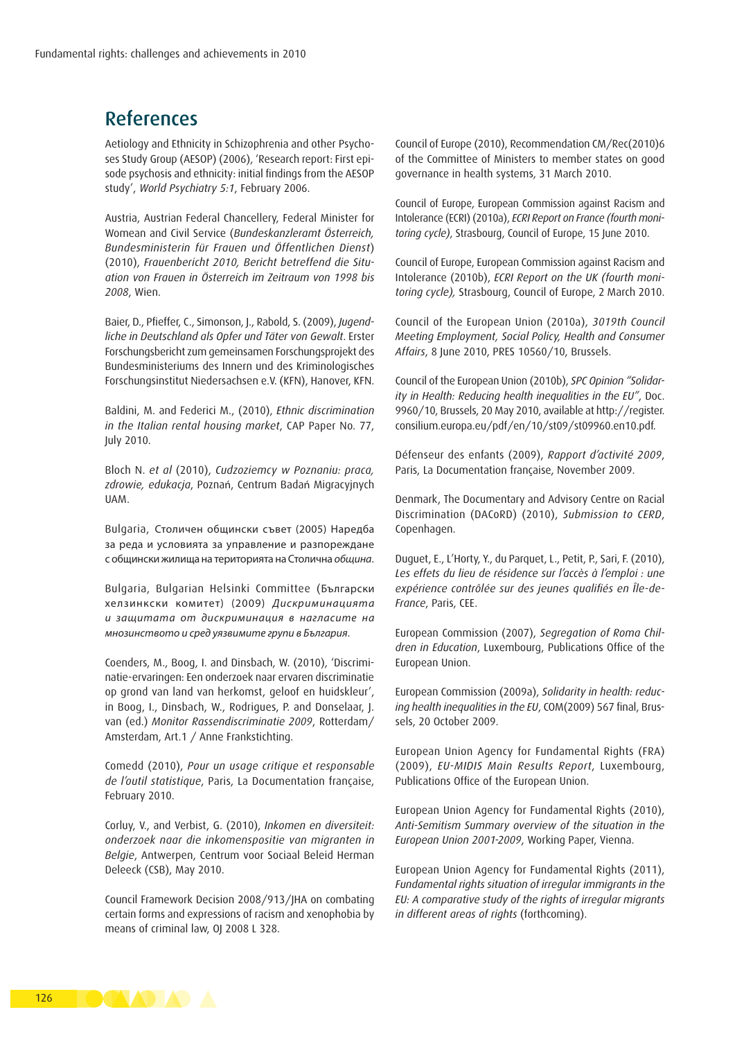## References

Aetiology and Ethnicity in Schizophrenia and other Psychoses Study Group (AESOP) (2006), 'Research report: First episode psychosis and ethnicity: initial findings from the AESOP study', *World Psychiatry 5:1*, February 2006.

Austria, Austrian Federal Chancellery, Federal Minister for Woman and Civil Service (*Bundeskanzleramt Österreich, Bundesministerin für Frauen und Öffentlichen Dienst*) (2010), *Frauenbericht 2010, Bericht betreffend die Situation von Frauen in Österreich im Zeitraum von 1998 bis 2008*, Wien.

Baier, D., Pfieffer, C., Simonson, J., Rabold, S. (2009), *Jugendliche in Deutschland als Opfer und Täter von Gewalt*. Erster Forschungsbericht zum gemeinsamen Forschungsprojekt des Bundesministeriums des Innern und des Kriminologisches Forschungsinstitut Niedersachsen e.V. (KFN), Hanover, KFN.

Baldini, M. and Federici M., (2010), *Ethnic discrimination in the Italian rental housing market*, CAP Paper No. 77, July 2010.

Bloch N. *et al* (2010), *Cudzoziemcy w Poznaniu: praca, zdrowie, edukacja*, Poznań, Centrum Badań Migracyjnych UAM.

Bulgaria, Столичен общински съвет (2005) Наредба за реда и условията за управление и разпореждане с общински жилища на територията на Столична *община*.

Bulgaria, Bulgarian Helsinki Committee (Български хелзинкски комитет) (2009) *Дискриминацията и защитата от дискриминация в нагласите на мнозинството и сред уязвимите групи в България*.

Coenders, M., Boog, I. and Dinsbach, W. (2010), 'Discriminatie-ervaringen: Een onderzoek naar ervaren discriminatie op grond van land van herkomst, geloof en huidskleur', in Boog, I., Dinsbach, W., Rodrigues, P. and Donselaar, J. van (ed.) *Monitor Rassendiscriminatie 2009*, Rotterdam/Amsterdam, Art.1 / Anne Frankstichting.

Comedd (2010), *Pour un usage critique et responsable de l'outil statistique*, Paris, La Documentation française, February 2010.

Corluy, V., and Verbist, G. (2010), *Inkomen en diversiteit: onderzoek naar die inkomenspositie van migranten in Belgie*, Antwerpen, Centrum voor Sociaal Beleid Herman Deleeck (CSB), May 2010.

Council Framework Decision 2008/913/JHA on combating certain forms and expressions of racism and xenophobia by means of criminal law, OJ 2008 L 328.

Council of Europe (2010), Recommendation CM/Rec(2010)6 of the Committee of Ministers to member states on good governance in health systems, 31 March 2010.

Council of Europe, European Commission against Racism and Intolerance (ECRI) (2010a), *ECRI Report on France (fourth monitoring cycle)*, Strasbourg, Council of Europe, 15 June 2010.

Council of Europe, European Commission against Racism and Intolerance (2010b), *ECRI Report on the UK (fourth monitoring cycle),* Strasbourg, Council of Europe, 2 March 2010.

Council of the European Union (2010a), *3019th Council Meeting Employment, Social Policy, Health and Consumer Affairs*, 8 June 2010, PRES 10560/10, Brussels.

Council of the European Union (2010b), *SPC Opinion "Solidarity in Health: Reducing health inequalities in the EU"*, Doc. 9960/10, Brussels, 20 May 2010, available at http://register.consilium.europa.eu/pdf/en/10/st09/st09960.en10.pdf.

Défenseur des enfants (2009), *Rapport d'activité 2009*, Paris, La Documentation française, November 2009.

Denmark, The Documentary and Advisory Centre on Racial Discrimination (DACoRD) (2010), *Submission to CERD*, Copenhagen.

Duguet, E., L'Horty, Y., du Parquet, L., Petit, P., Sari, F. (2010), *Les effets du lieu de résidence sur l'accès à l'emploi : une expérience contrôlée sur des jeunes qualifiés en Île-de-France*, Paris, CEE.

European Commission (2007), *Segregation of Roma Children in Education*, Luxembourg, Publications Office of the European Union.

European Commission (2009a), *Solidarity in health: reducing health inequalities in the EU*, COM(2009) 567 final, Brussels, 20 October 2009.

European Union Agency for Fundamental Rights (FRA) (2009), *EU-MIDIS Main Results Report*, Luxembourg, Publications Office of the European Union.

European Union Agency for Fundamental Rights (2010), *Anti-Semitism Summary overview of the situation in the European Union 2001-2009*, Working Paper, Vienna.

European Union Agency for Fundamental Rights (2011), *Fundamental rights situation of irregular immigrants in the EU: A comparative study of the rights of irregular migrants in different areas of rights* (forthcoming).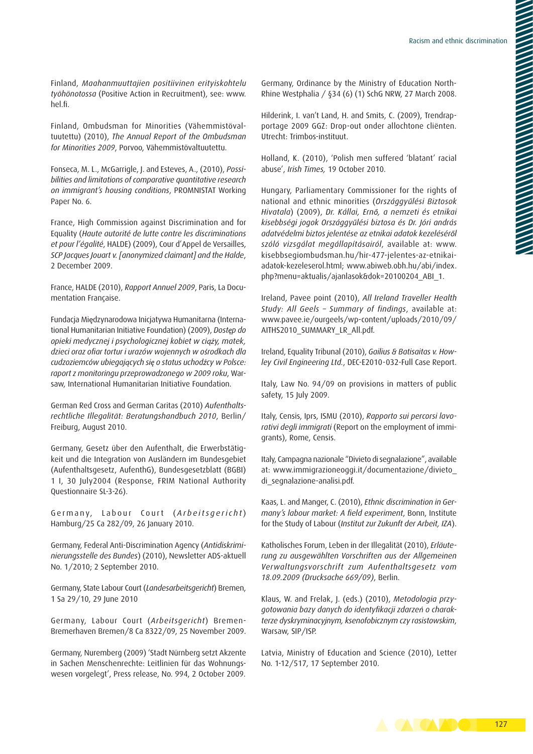Finland, *Maahanmuuttajien positiivinen erityiskohtelu työhönotossa* (Positive Action in Recruitment), see: www.hel.fi.

Finland, Ombudsman for Minorities (Vähemmistövaltuutettu) (2010), *The Annual Report of the Ombudsman for Minorities 2009*, Porvoo, Vähemmistövaltuutettu.

Fonseca, M. L., McGarrigle, J. and Esteves, A., (2010), *Possibilities and limitations of comparative quantitative research on immigrant's housing conditions*, PROMNISTAT Working Paper No. 6.

France, High Commission against Discrimination and for Equality (*Haute autorité de lutte contre les discriminations et pour l'égalité*, HALDE) (2009), Cour d'Appel de Versailles, *SCP Jacques Jouart v. [anonymized claimant] and the Halde*, 2 December 2009.

France, HALDE (2010), *Rapport Annuel 2009*, Paris, La Documentation Française.

Fundacja Międzynarodowa Inicjatywa Humanitarna (International Humanitarian Initiative Foundation) (2009), *Dostęp do opieki medycznej i psychologicznej kobiet w ciąży, matek, dzieci oraz ofiar tortur i urazów wojennych w ośrodkach dla cudzoziemców ubiegających się o status uchodźcy w Polsce: raport z monitoringu przeprowadzonego w 2009 roku*, Warsaw, International Humanitarian Initiative Foundation.

German Red Cross and German Caritas (2010) *Aufenthaltsrechtliche Illegalität: Beratungshandbuch 2010*, Berlin/Freiburg, August 2010.

Germany, Gesetz über den Aufenthalt, die Erwerbstätigkeit und die Integration von Ausländern im Bundesgebiet (Aufenthaltsgesetz, AufenthG), Bundesgesetzblatt (BGBl) 1 I, 30 July2004 (Response, FRIM National Authority Questionnaire SL-3-26).

Germany, Labour Court (*Arbeitsgericht*) Hamburg/25 Ca 282/09, 26 January 2010.

Germany, Federal Anti-Discrimination Agency (*Antidiskriminierungsstelle des Bundes*) (2010), Newsletter ADS-aktuell No. 1/2010; 2 September 2010.

Germany, State Labour Court (*Landesarbeitsgericht*) Bremen, 1 Sa 29/10, 29 June 2010

Germany, Labour Court (*Arbeitsgericht*) Bremen-Bremerhaven Bremen/8 Ca 8322/09, 25 November 2009.

Germany, Nuremberg (2009) 'Stadt Nürnberg setzt Akzente in Sachen Menschenrechte: Leitlinien für das Wohnungswesen vorgelegt', Press release, No. 994, 2 October 2009.

Germany, Ordinance by the Ministry of Education North-Rhine Westphalia / §34 (6) (1) SchG NRW, 27 March 2008.

Hilderink, I. van't Land, H. and Smits, C. (2009), Trendrapportage 2009 GGZ: Drop-out onder allochtone cliënten. Utrecht: Trimbos-instituut.

Holland, K. (2010), 'Polish men suffered 'blatant' racial abuse', *Irish Times,* 19 October 2010.

Hungary, Parliamentary Commissioner for the rights of national and ethnic minorities (*Országgyűlési Biztosok Hivatala*) (2009), *Dr. Kállai, Ernő, a nemzeti és etnikai kisebbségi jogok Országgyűlési biztosa és Dr. Jóri andrás adatvédelmi biztos jelentése az etnikai adatok kezeléséről szóló vizsgálat megállapításairól*, available at: www.kisebbsegiombudsman.hu/hir-477-jelentes-az-etnikai-adatok-kezeleserol.html; www.abiweb.obh.hu/abi/index.php?menu=aktualis/ajanlasok&dok=20100204_ABI_1.

Ireland, Pavee point (2010), *All Ireland Traveller Health Study: All Geels – Summary of findings*, available at: www.pavee.ie/ourgeels/wp-content/uploads/2010/09/AITHS2010_SUMMARY_LR_All.pdf.

Ireland, Equality Tribunal (2010), *Gailius & Batisaitas v. Howley Civil Engineering Ltd.*, DEC-E2010-032-Full Case Report.

Italy, Law No. 94/09 on provisions in matters of public safety, 15 July 2009.

Italy, Censis, Iprs, ISMU (2010), *Rapporto sui percorsi lavorativi degli immigrati* (Report on the employment of immigrants), Rome, Censis.

Italy, Campagna nazionale "Divieto di segnalazione", available at: www.immigrazioneoggi.it/documentazione/divieto_di_segnalazione-analisi.pdf.

Kaas, L. and Manger, C. (2010), *Ethnic discrimination in Germany's labour market: A field experiment*, Bonn, Institute for the Study of Labour (*Institut zur Zukunft der Arbeit, IZA*).

Katholisches Forum, Leben in der Illegalität (2010), *Erläuterung zu ausgewählten Vorschriften aus der Allgemeinen Verwaltungsvorschrift zum Aufenthaltsgesetz vom 18.09.2009 (Drucksache 669/09)*, Berlin.

Klaus, W. and Frelak, J. (eds.) (2010), *Metodologia przygotowania bazy danych do identyfikacji zdarzeń o charakterze dyskryminacyjnym, ksenofobicznym czy rasistowskim*, Warsaw, SIP/ISP.

Latvia, Ministry of Education and Science (2010), Letter No. 1-12/517, 17 September 2010.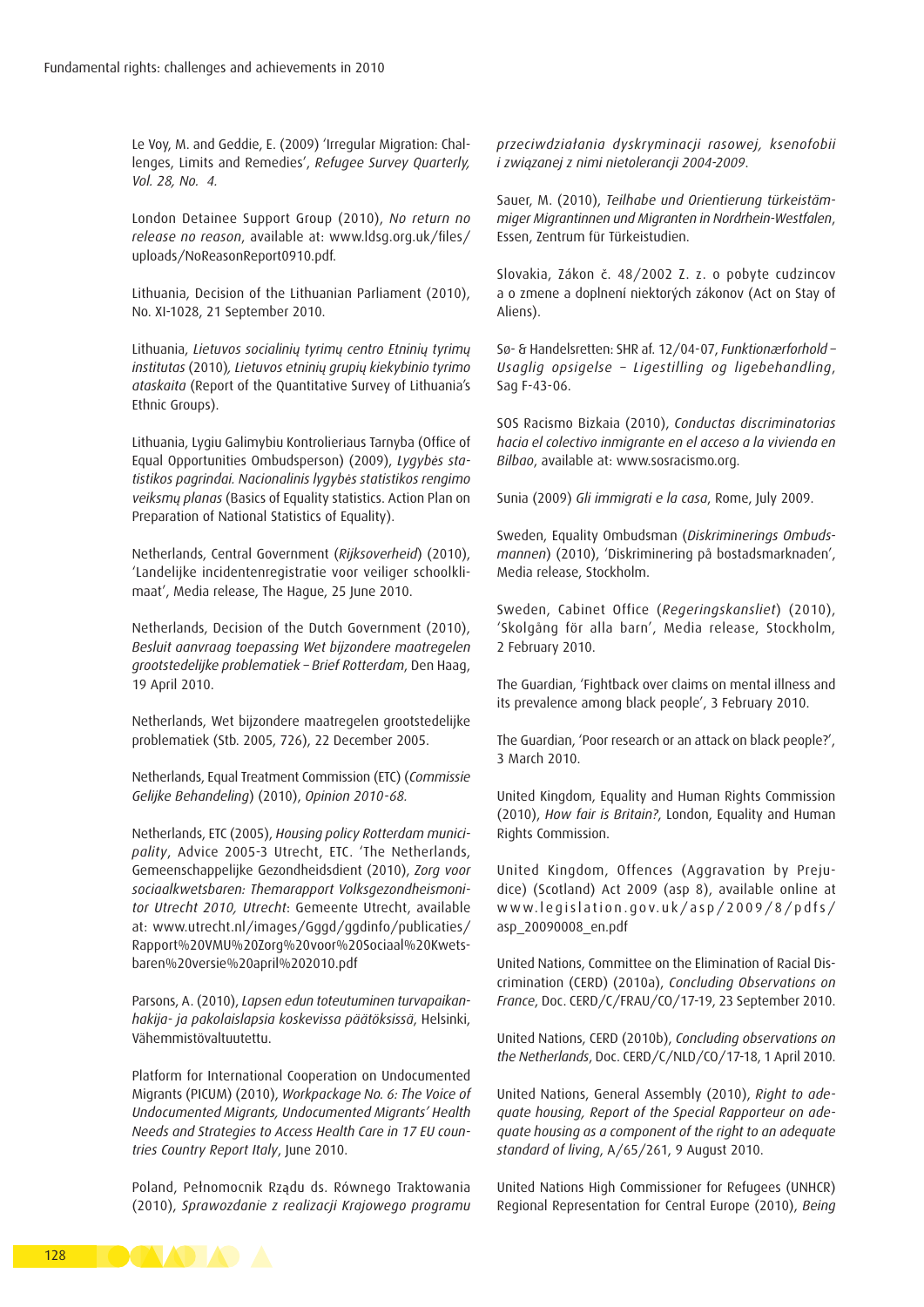Le Voy, M. and Geddie, E. (2009) 'Irregular Migration: Challenges, Limits and Remedies', *Refugee Survey Quarterly, Vol. 28, No. 4.*

London Detainee Support Group (2010), *No return no release no reason*, available at: www.ldsg.org.uk/files/uploads/NoReasonReport0910.pdf.

Lithuania, Decision of the Lithuanian Parliament (2010), No. XI-1028, 21 September 2010.

Lithuania, *Lietuvos socialinių tyrimų centro Etninių tyrimų institutas* (2010), *Lietuvos etninių grupių kiekybinio tyrimo ataskaita* (Report of the Quantitative Survey of Lithuania's Ethnic Groups).

Lithuania, Lygiu Galimybiu Kontrolieriaus Tarnyba (Office of Equal Opportunities Ombudsperson) (2009), *Lygybės statistikos pagrindai. Nacionalinis lygybės statistikos rengimo veiksmų planas* (Basics of Equality statistics. Action Plan on Preparation of National Statistics of Equality).

Netherlands, Central Government (*Rijksoverheid*) (2010), 'Landelijke incidentenregistratie voor veiliger schoolklimaat', Media release, The Hague, 25 June 2010.

Netherlands, Decision of the Dutch Government (2010), *Besluit aanvraag toepassing Wet bijzondere maatregelen grootstedelijke problematiek – Brief Rotterdam*, Den Haag, 19 April 2010.

Netherlands, Wet bijzondere maatregelen grootstedelijke problematiek (Stb. 2005, 726), 22 December 2005.

Netherlands, Equal Treatment Commission (ETC) (*Commissie Gelijke Behandeling*) (2010), *Opinion 2010-68.*

Netherlands, ETC (2005), *Housing policy Rotterdam municipality*, Advice 2005-3 Utrecht, ETC. 'The Netherlands, Gemeenschappelijke Gezondheidsdient (2010), *Zorg voor sociaalkwetsbaren: Themarapport Volksgezondheismonitor Utrecht 2010, Utrecht*: Gemeente Utrecht, available at: www.utrecht.nl/images/Gggd/ggdinfo/publicaties/Rapport%20VMU%20Zorg%20voor%20Sociaal%20Kwetsbaren%20versie%20april%202010.pdf

Parsons, A. (2010), *Lapsen edun toteutuminen turvapaikanhakija- ja pakolaislapsia koskevissa päätöksissä*, Helsinki, Vähemmistövaltuutettu.

Platform for International Cooperation on Undocumented Migrants (PICUM) (2010), *Workpackage No. 6: The Voice of Undocumented Migrants, Undocumented Migrants' Health Needs and Strategies to Access Health Care in 17 EU countries Country Report Italy*, June 2010.

Poland, Pełnomocnik Rządu ds. Równego Traktowania (2010), *Sprawozdanie z realizacji Krajowego programu przeciwdziałania dyskryminacji rasowej, ksenofobii i związanej z nimi nietolerancji 2004-2009.*

Sauer, M. (2010), *Teilhabe und Orientierung türkeistämmiger Migrantinnen und Migranten in Nordrhein-Westfalen*, Essen, Zentrum für Türkeistudien.

Slovakia, Zákon č. 48/2002 Z. z. o pobyte cudzincov a o zmene a doplnení niektorých zákonov (Act on Stay of Aliens).

Sø- & Handelsretten: SHR af. 12/04-07, *Funktionærforhold – Usaglig opsigelse – Ligestilling og ligebehandling*, Sag F-43-06.

SOS Racismo Bizkaia (2010), *Conductas discriminatorias hacia el colectivo inmigrante en el acceso a la vivienda en Bilbao*, available at: www.sosracismo.org.

Sunia (2009) *Gli immigrati e la casa*, Rome, July 2009.

Sweden, Equality Ombudsman (*Diskriminerings Ombudsmannen*) (2010), 'Diskriminering på bostadsmarknaden', Media release, Stockholm.

Sweden, Cabinet Office (*Regeringskansliet*) (2010), 'Skolgång för alla barn', Media release, Stockholm, 2 February 2010.

The Guardian, 'Fightback over claims on mental illness and its prevalence among black people', 3 February 2010.

The Guardian, 'Poor research or an attack on black people?', 3 March 2010.

United Kingdom, Equality and Human Rights Commission (2010), *How fair is Britain?*, London, Equality and Human Rights Commission.

United Kingdom, Offences (Aggravation by Prejudice) (Scotland) Act 2009 (asp 8), available online at www.legislation.gov.uk/asp/2009/8/pdfs/asp_20090008_en.pdf

United Nations, Committee on the Elimination of Racial Discrimination (CERD) (2010a), *Concluding Observations on France*, Doc. CERD/C/FRAU/CO/17-19, 23 September 2010.

United Nations, CERD (2010b), *Concluding observations on the Netherlands*, Doc. CERD/C/NLD/CO/17-18, 1 April 2010.

United Nations, General Assembly (2010), *Right to adequate housing, Report of the Special Rapporteur on adequate housing as a component of the right to an adequate standard of living*, A/65/261, 9 August 2010.

United Nations High Commissioner for Refugees (UNHCR) Regional Representation for Central Europe (2010), *Being*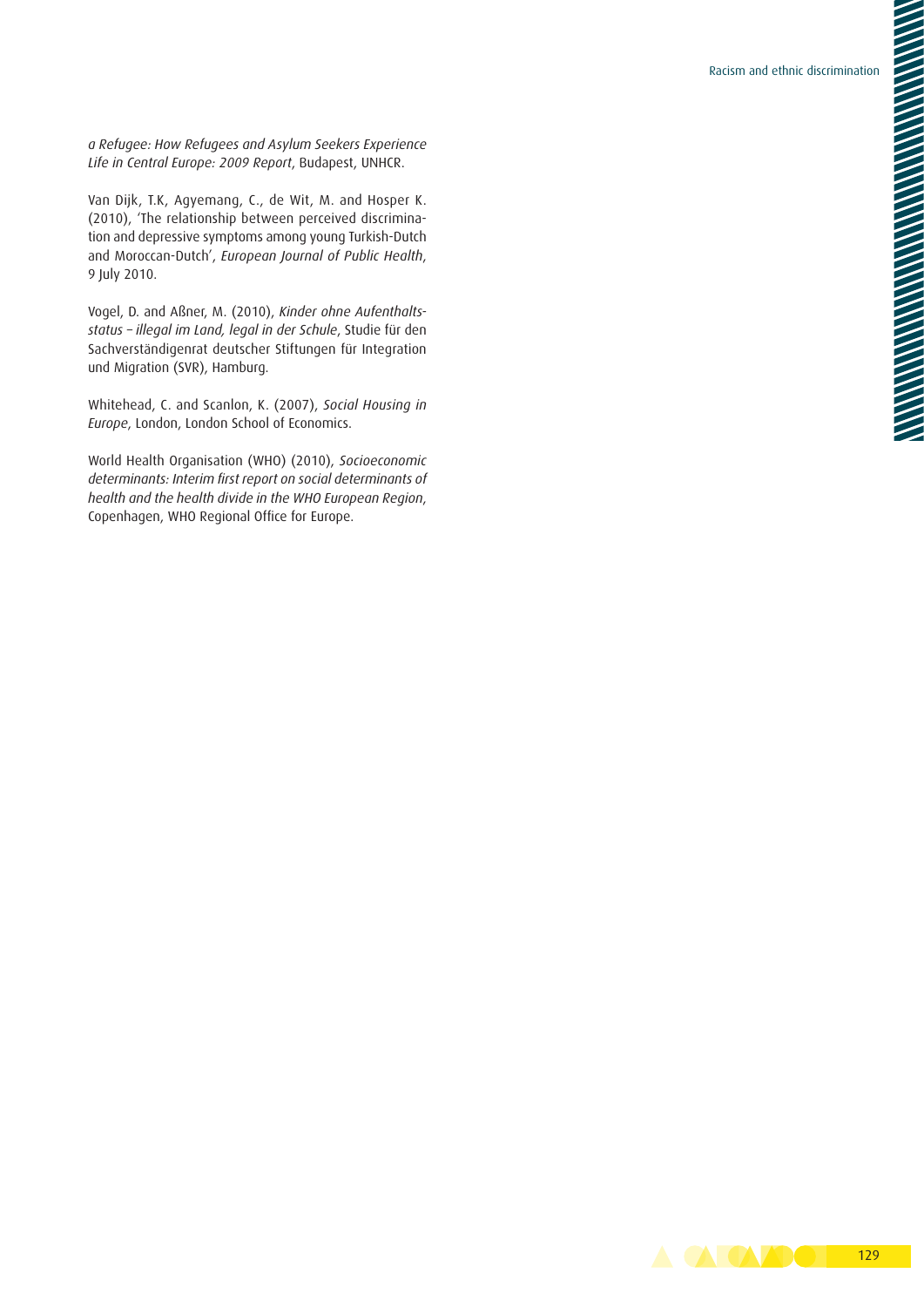*a Refugee: How Refugees and Asylum Seekers Experience Life in Central Europe: 2009 Report*, Budapest, UNHCR.

Van Dijk, T.K, Agyemang, C., de Wit, M. and Hosper K. (2010), 'The relationship between perceived discrimination and depressive symptoms among young Turkish-Dutch and Moroccan-Dutch', *European Journal of Public Health*, 9 July 2010.

Vogel, D. and Aßner, M. (2010), *Kinder ohne Aufenthaltsstatus – illegal im Land, legal in der Schule*, Studie für den Sachverständigenrat deutscher Stiftungen für Integration und Migration (SVR), Hamburg.

Whitehead, C. and Scanlon, K. (2007), *Social Housing in Europe*, London, London School of Economics.

World Health Organisation (WHO) (2010), *Socioeconomic determinants: Interim first report on social determinants of health and the health divide in the WHO European Region*, Copenhagen, WHO Regional Office for Europe.